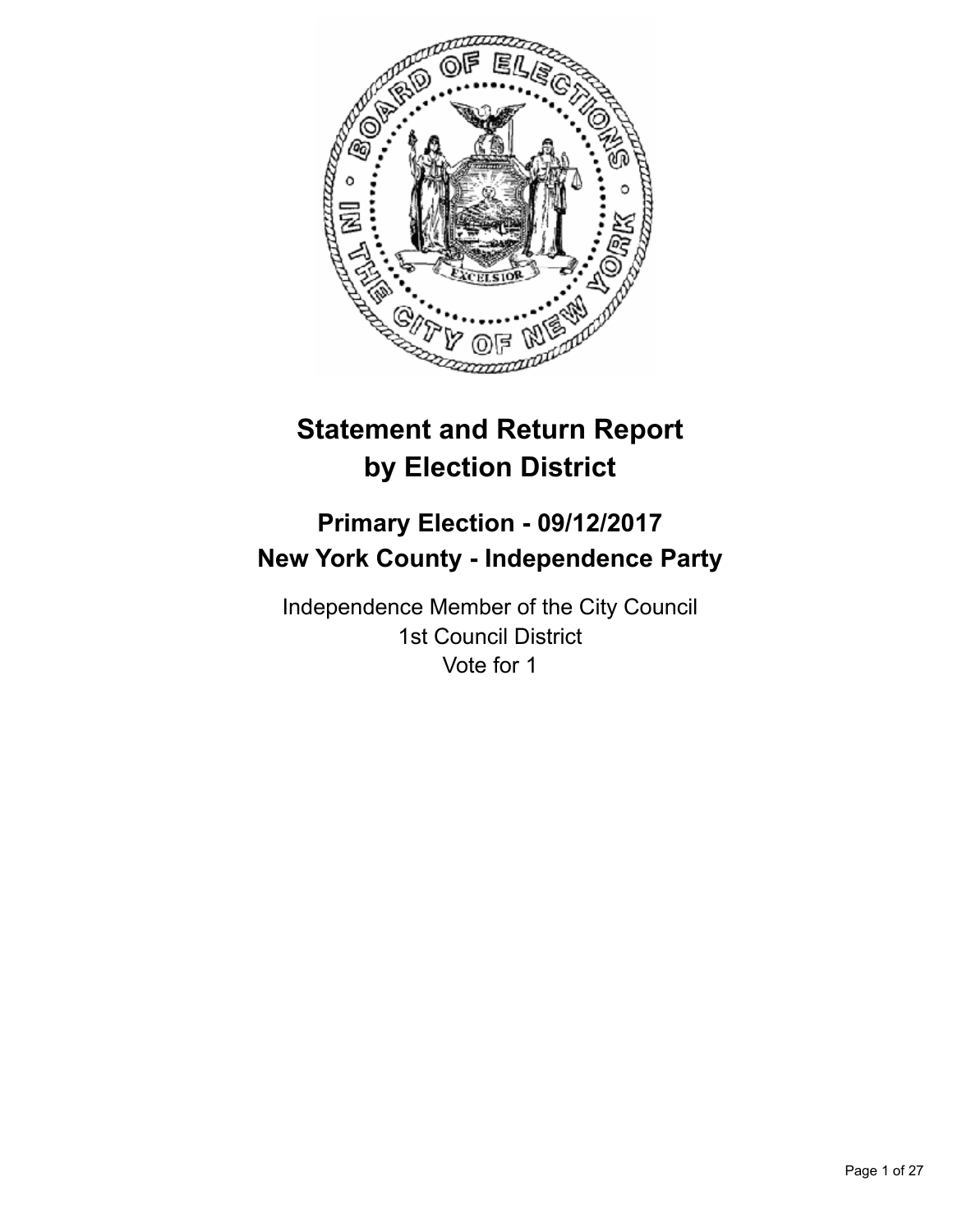# Statement and Return Report by Election District

## Primary Election - 09/12/2017
## New York County - Independence Party

Independence Member of the City Council
1st Council District
Vote for 1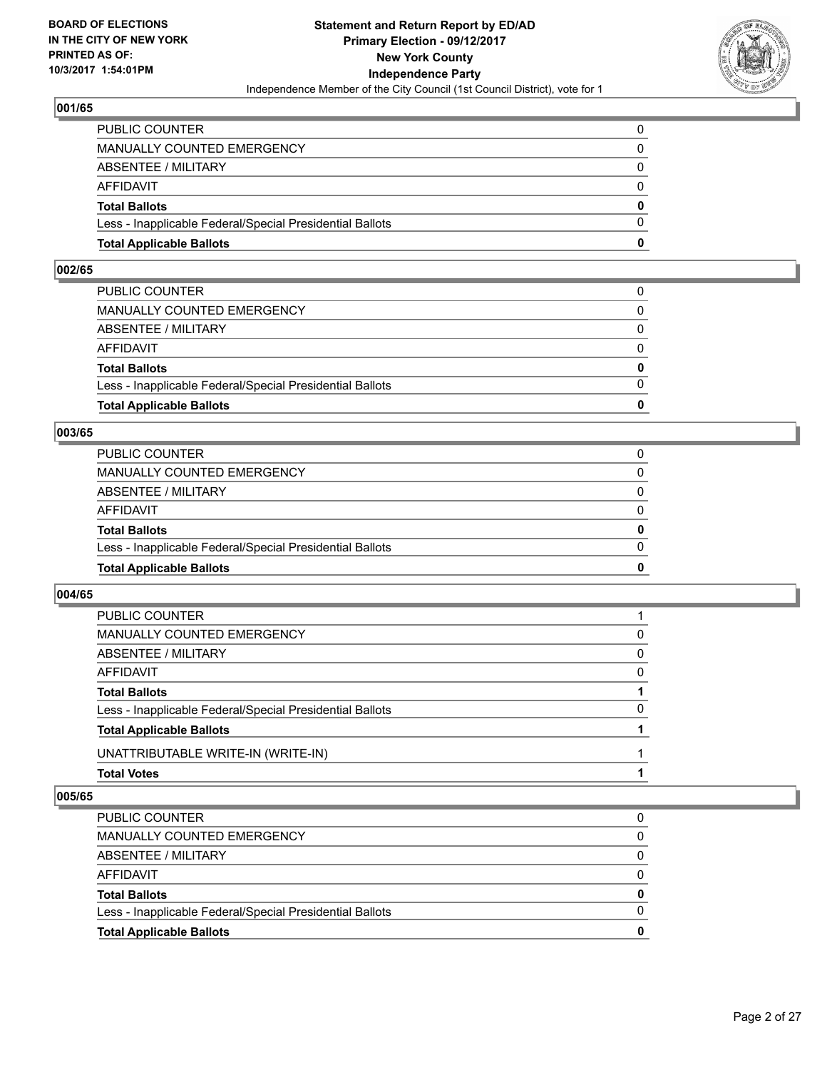**BOARD OF ELECTIONS IN THE CITY OF NEW YORK PRINTED AS OF: 10/3/2017 1:54:01PM**

**Statement and Return Report by ED/AD Primary Election - 09/12/2017 New York County Independence Party**

Independence Member of the City Council (1st Council District), vote for 1

### 001/65

| | |
|---|---|
| PUBLIC COUNTER | 0 |
| MANUALLY COUNTED EMERGENCY | 0 |
| ABSENTEE / MILITARY | 0 |
| AFFIDAVIT | 0 |
| **Total Ballots** | **0** |
| Less - Inapplicable Federal/Special Presidential Ballots | 0 |
| **Total Applicable Ballots** | **0** |

### 002/65

| | |
|---|---|
| PUBLIC COUNTER | 0 |
| MANUALLY COUNTED EMERGENCY | 0 |
| ABSENTEE / MILITARY | 0 |
| AFFIDAVIT | 0 |
| **Total Ballots** | **0** |
| Less - Inapplicable Federal/Special Presidential Ballots | 0 |
| **Total Applicable Ballots** | **0** |

### 003/65

| | |
|---|---|
| PUBLIC COUNTER | 0 |
| MANUALLY COUNTED EMERGENCY | 0 |
| ABSENTEE / MILITARY | 0 |
| AFFIDAVIT | 0 |
| **Total Ballots** | **0** |
| Less - Inapplicable Federal/Special Presidential Ballots | 0 |
| **Total Applicable Ballots** | **0** |

### 004/65

| | |
|---|---|
| PUBLIC COUNTER | 1 |
| MANUALLY COUNTED EMERGENCY | 0 |
| ABSENTEE / MILITARY | 0 |
| AFFIDAVIT | 0 |
| **Total Ballots** | **1** |
| Less - Inapplicable Federal/Special Presidential Ballots | 0 |
| **Total Applicable Ballots** | **1** |
| UNATTRIBUTABLE WRITE-IN (WRITE-IN) | 1 |
| **Total Votes** | **1** |

### 005/65

| | |
|---|---|
| PUBLIC COUNTER | 0 |
| MANUALLY COUNTED EMERGENCY | 0 |
| ABSENTEE / MILITARY | 0 |
| AFFIDAVIT | 0 |
| **Total Ballots** | **0** |
| Less - Inapplicable Federal/Special Presidential Ballots | 0 |
| **Total Applicable Ballots** | **0** |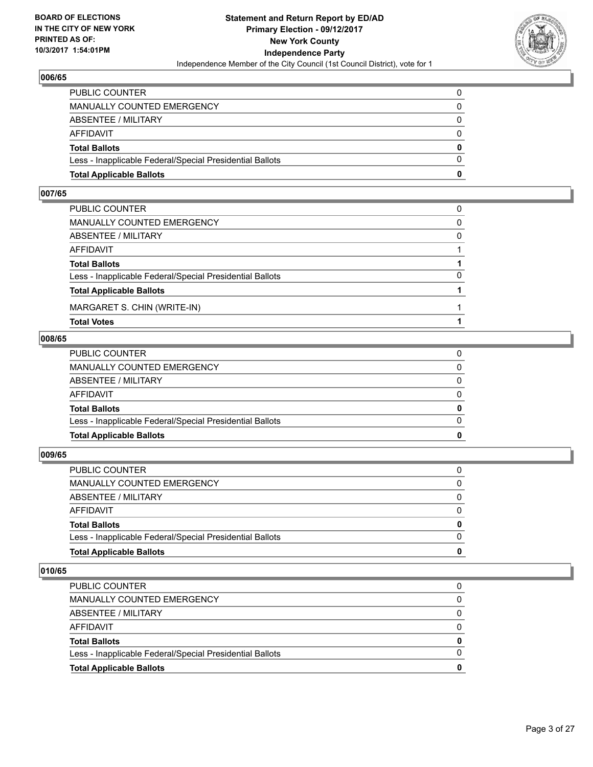## 006/65

| | |
|---|---|
| PUBLIC COUNTER | 0 |
| MANUALLY COUNTED EMERGENCY | 0 |
| ABSENTEE / MILITARY | 0 |
| AFFIDAVIT | 0 |
| **Total Ballots** | **0** |
| Less - Inapplicable Federal/Special Presidential Ballots | 0 |
| **Total Applicable Ballots** | **0** |

## 007/65

| | |
|---|---|
| PUBLIC COUNTER | 0 |
| MANUALLY COUNTED EMERGENCY | 0 |
| ABSENTEE / MILITARY | 0 |
| AFFIDAVIT | 1 |
| **Total Ballots** | **1** |
| Less - Inapplicable Federal/Special Presidential Ballots | 0 |
| **Total Applicable Ballots** | **1** |
| MARGARET S. CHIN (WRITE-IN) | 1 |
| **Total Votes** | **1** |

## 008/65

| | |
|---|---|
| PUBLIC COUNTER | 0 |
| MANUALLY COUNTED EMERGENCY | 0 |
| ABSENTEE / MILITARY | 0 |
| AFFIDAVIT | 0 |
| **Total Ballots** | **0** |
| Less - Inapplicable Federal/Special Presidential Ballots | 0 |
| **Total Applicable Ballots** | **0** |

## 009/65

| | |
|---|---|
| PUBLIC COUNTER | 0 |
| MANUALLY COUNTED EMERGENCY | 0 |
| ABSENTEE / MILITARY | 0 |
| AFFIDAVIT | 0 |
| **Total Ballots** | **0** |
| Less - Inapplicable Federal/Special Presidential Ballots | 0 |
| **Total Applicable Ballots** | **0** |

## 010/65

| | |
|---|---|
| PUBLIC COUNTER | 0 |
| MANUALLY COUNTED EMERGENCY | 0 |
| ABSENTEE / MILITARY | 0 |
| AFFIDAVIT | 0 |
| **Total Ballots** | **0** |
| Less - Inapplicable Federal/Special Presidential Ballots | 0 |
| **Total Applicable Ballots** | **0** |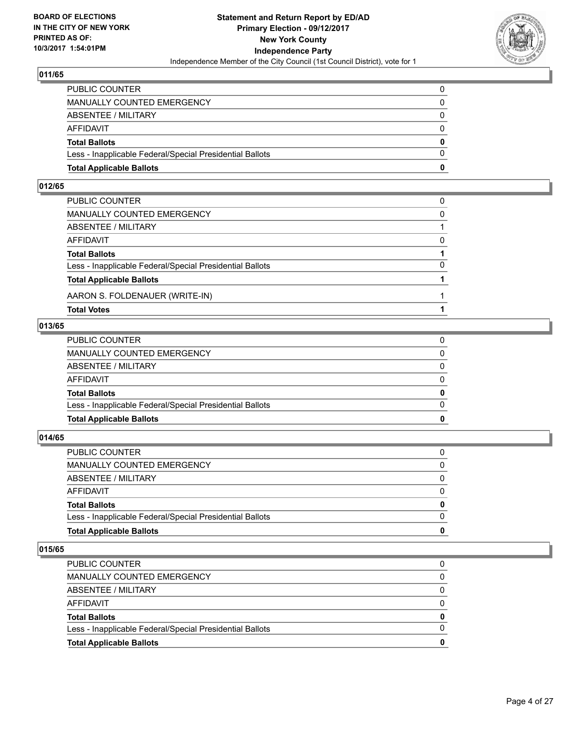## 011/65

| | |
|---|---|
| PUBLIC COUNTER | 0 |
| MANUALLY COUNTED EMERGENCY | 0 |
| ABSENTEE / MILITARY | 0 |
| AFFIDAVIT | 0 |
| **Total Ballots** | **0** |
| Less - Inapplicable Federal/Special Presidential Ballots | 0 |
| **Total Applicable Ballots** | **0** |

## 012/65

| | |
|---|---|
| PUBLIC COUNTER | 0 |
| MANUALLY COUNTED EMERGENCY | 0 |
| ABSENTEE / MILITARY | 1 |
| AFFIDAVIT | 0 |
| **Total Ballots** | **1** |
| Less - Inapplicable Federal/Special Presidential Ballots | 0 |
| **Total Applicable Ballots** | **1** |
| AARON S. FOLDENAUER (WRITE-IN) | 1 |
| **Total Votes** | **1** |

## 013/65

| | |
|---|---|
| PUBLIC COUNTER | 0 |
| MANUALLY COUNTED EMERGENCY | 0 |
| ABSENTEE / MILITARY | 0 |
| AFFIDAVIT | 0 |
| **Total Ballots** | **0** |
| Less - Inapplicable Federal/Special Presidential Ballots | 0 |
| **Total Applicable Ballots** | **0** |

## 014/65

| | |
|---|---|
| PUBLIC COUNTER | 0 |
| MANUALLY COUNTED EMERGENCY | 0 |
| ABSENTEE / MILITARY | 0 |
| AFFIDAVIT | 0 |
| **Total Ballots** | **0** |
| Less - Inapplicable Federal/Special Presidential Ballots | 0 |
| **Total Applicable Ballots** | **0** |

## 015/65

| | |
|---|---|
| PUBLIC COUNTER | 0 |
| MANUALLY COUNTED EMERGENCY | 0 |
| ABSENTEE / MILITARY | 0 |
| AFFIDAVIT | 0 |
| **Total Ballots** | **0** |
| Less - Inapplicable Federal/Special Presidential Ballots | 0 |
| **Total Applicable Ballots** | **0** |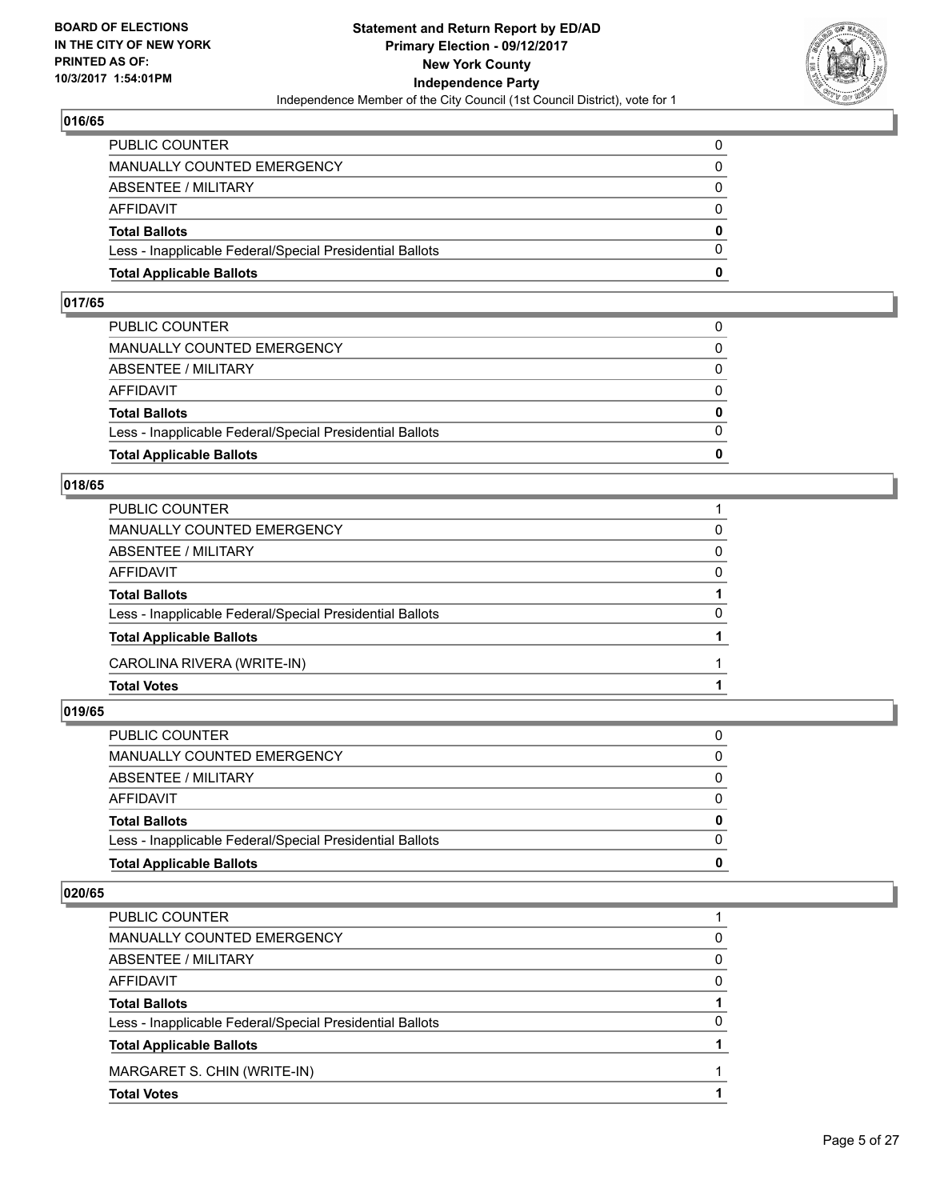BOARD OF ELECTIONS
IN THE CITY OF NEW YORK
PRINTED AS OF:
10/3/2017 1:54:01PM

**Statement and Return Report by ED/AD**
**Primary Election - 09/12/2017**
**New York County**
**Independence Party**
Independence Member of the City Council (1st Council District), vote for 1

## 016/65

| | |
|---|---|
| PUBLIC COUNTER | 0 |
| MANUALLY COUNTED EMERGENCY | 0 |
| ABSENTEE / MILITARY | 0 |
| AFFIDAVIT | 0 |
| **Total Ballots** | **0** |
| Less - Inapplicable Federal/Special Presidential Ballots | 0 |
| **Total Applicable Ballots** | **0** |

## 017/65

| | |
|---|---|
| PUBLIC COUNTER | 0 |
| MANUALLY COUNTED EMERGENCY | 0 |
| ABSENTEE / MILITARY | 0 |
| AFFIDAVIT | 0 |
| **Total Ballots** | **0** |
| Less - Inapplicable Federal/Special Presidential Ballots | 0 |
| **Total Applicable Ballots** | **0** |

## 018/65

| | |
|---|---|
| PUBLIC COUNTER | 1 |
| MANUALLY COUNTED EMERGENCY | 0 |
| ABSENTEE / MILITARY | 0 |
| AFFIDAVIT | 0 |
| **Total Ballots** | **1** |
| Less - Inapplicable Federal/Special Presidential Ballots | 0 |
| **Total Applicable Ballots** | **1** |
| CAROLINA RIVERA (WRITE-IN) | 1 |
| **Total Votes** | **1** |

## 019/65

| | |
|---|---|
| PUBLIC COUNTER | 0 |
| MANUALLY COUNTED EMERGENCY | 0 |
| ABSENTEE / MILITARY | 0 |
| AFFIDAVIT | 0 |
| **Total Ballots** | **0** |
| Less - Inapplicable Federal/Special Presidential Ballots | 0 |
| **Total Applicable Ballots** | **0** |

## 020/65

| | |
|---|---|
| PUBLIC COUNTER | 1 |
| MANUALLY COUNTED EMERGENCY | 0 |
| ABSENTEE / MILITARY | 0 |
| AFFIDAVIT | 0 |
| **Total Ballots** | **1** |
| Less - Inapplicable Federal/Special Presidential Ballots | 0 |
| **Total Applicable Ballots** | **1** |
| MARGARET S. CHIN (WRITE-IN) | 1 |
| **Total Votes** | **1** |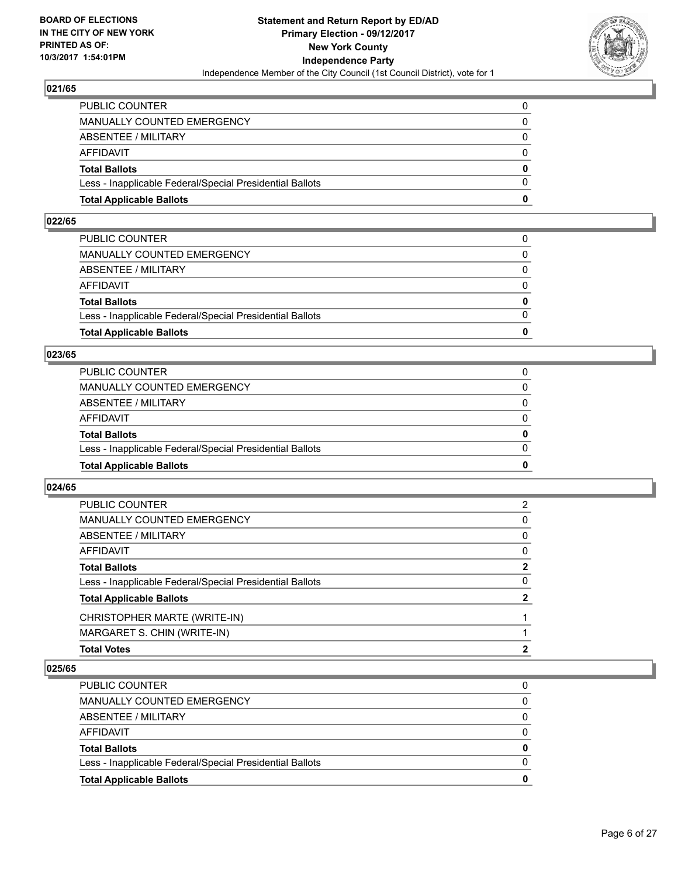## 021/65

| | |
|---|---|
| PUBLIC COUNTER | 0 |
| MANUALLY COUNTED EMERGENCY | 0 |
| ABSENTEE / MILITARY | 0 |
| AFFIDAVIT | 0 |
| **Total Ballots** | **0** |
| Less - Inapplicable Federal/Special Presidential Ballots | 0 |
| **Total Applicable Ballots** | **0** |

## 022/65

| | |
|---|---|
| PUBLIC COUNTER | 0 |
| MANUALLY COUNTED EMERGENCY | 0 |
| ABSENTEE / MILITARY | 0 |
| AFFIDAVIT | 0 |
| **Total Ballots** | **0** |
| Less - Inapplicable Federal/Special Presidential Ballots | 0 |
| **Total Applicable Ballots** | **0** |

## 023/65

| | |
|---|---|
| PUBLIC COUNTER | 0 |
| MANUALLY COUNTED EMERGENCY | 0 |
| ABSENTEE / MILITARY | 0 |
| AFFIDAVIT | 0 |
| **Total Ballots** | **0** |
| Less - Inapplicable Federal/Special Presidential Ballots | 0 |
| **Total Applicable Ballots** | **0** |

## 024/65

| | |
|---|---|
| PUBLIC COUNTER | 2 |
| MANUALLY COUNTED EMERGENCY | 0 |
| ABSENTEE / MILITARY | 0 |
| AFFIDAVIT | 0 |
| **Total Ballots** | **2** |
| Less - Inapplicable Federal/Special Presidential Ballots | 0 |
| **Total Applicable Ballots** | **2** |
| CHRISTOPHER MARTE (WRITE-IN) | 1 |
| MARGARET S. CHIN (WRITE-IN) | 1 |
| **Total Votes** | **2** |

## 025/65

| | |
|---|---|
| PUBLIC COUNTER | 0 |
| MANUALLY COUNTED EMERGENCY | 0 |
| ABSENTEE / MILITARY | 0 |
| AFFIDAVIT | 0 |
| **Total Ballots** | **0** |
| Less - Inapplicable Federal/Special Presidential Ballots | 0 |
| **Total Applicable Ballots** | **0** |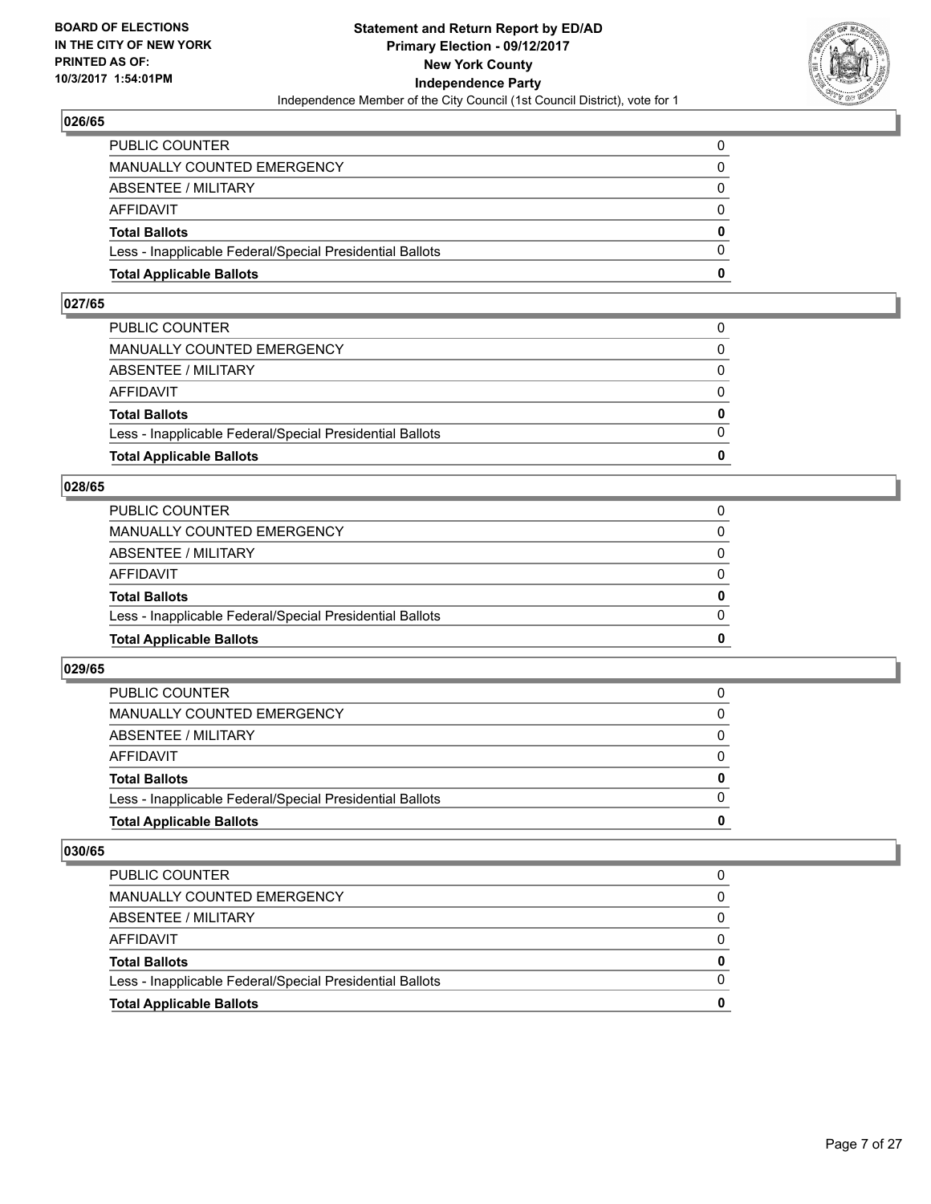**BOARD OF ELECTIONS IN THE CITY OF NEW YORK PRINTED AS OF: 10/3/2017 1:54:01PM**

**Statement and Return Report by ED/AD Primary Election - 09/12/2017 New York County Independence Party**
Independence Member of the City Council (1st Council District), vote for 1

### 026/65

| | |
|---|---|
| PUBLIC COUNTER | 0 |
| MANUALLY COUNTED EMERGENCY | 0 |
| ABSENTEE / MILITARY | 0 |
| AFFIDAVIT | 0 |
| **Total Ballots** | **0** |
| Less - Inapplicable Federal/Special Presidential Ballots | 0 |
| **Total Applicable Ballots** | **0** |

### 027/65

| | |
|---|---|
| PUBLIC COUNTER | 0 |
| MANUALLY COUNTED EMERGENCY | 0 |
| ABSENTEE / MILITARY | 0 |
| AFFIDAVIT | 0 |
| **Total Ballots** | **0** |
| Less - Inapplicable Federal/Special Presidential Ballots | 0 |
| **Total Applicable Ballots** | **0** |

### 028/65

| | |
|---|---|
| PUBLIC COUNTER | 0 |
| MANUALLY COUNTED EMERGENCY | 0 |
| ABSENTEE / MILITARY | 0 |
| AFFIDAVIT | 0 |
| **Total Ballots** | **0** |
| Less - Inapplicable Federal/Special Presidential Ballots | 0 |
| **Total Applicable Ballots** | **0** |

### 029/65

| | |
|---|---|
| PUBLIC COUNTER | 0 |
| MANUALLY COUNTED EMERGENCY | 0 |
| ABSENTEE / MILITARY | 0 |
| AFFIDAVIT | 0 |
| **Total Ballots** | **0** |
| Less - Inapplicable Federal/Special Presidential Ballots | 0 |
| **Total Applicable Ballots** | **0** |

### 030/65

| | |
|---|---|
| PUBLIC COUNTER | 0 |
| MANUALLY COUNTED EMERGENCY | 0 |
| ABSENTEE / MILITARY | 0 |
| AFFIDAVIT | 0 |
| **Total Ballots** | **0** |
| Less - Inapplicable Federal/Special Presidential Ballots | 0 |
| **Total Applicable Ballots** | **0** |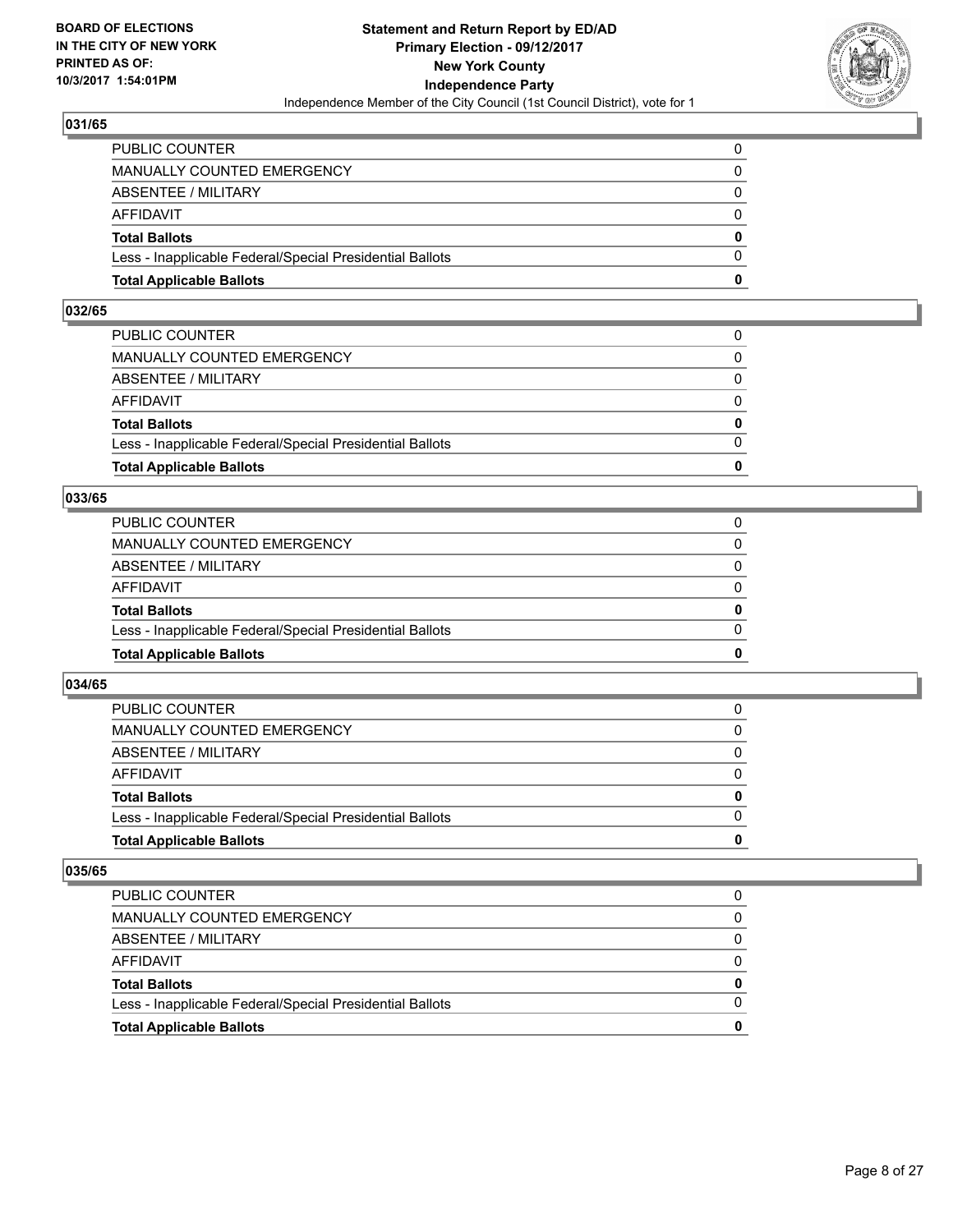**BOARD OF ELECTIONS IN THE CITY OF NEW YORK PRINTED AS OF: 10/3/2017 1:54:01PM**

**Statement and Return Report by ED/AD Primary Election - 09/12/2017 New York County Independence Party**

Independence Member of the City Council (1st Council District), vote for 1

## 031/65

| | |
|---|---|
| PUBLIC COUNTER | 0 |
| MANUALLY COUNTED EMERGENCY | 0 |
| ABSENTEE / MILITARY | 0 |
| AFFIDAVIT | 0 |
| **Total Ballots** | **0** |
| Less - Inapplicable Federal/Special Presidential Ballots | 0 |
| **Total Applicable Ballots** | **0** |

## 032/65

| | |
|---|---|
| PUBLIC COUNTER | 0 |
| MANUALLY COUNTED EMERGENCY | 0 |
| ABSENTEE / MILITARY | 0 |
| AFFIDAVIT | 0 |
| **Total Ballots** | **0** |
| Less - Inapplicable Federal/Special Presidential Ballots | 0 |
| **Total Applicable Ballots** | **0** |

## 033/65

| | |
|---|---|
| PUBLIC COUNTER | 0 |
| MANUALLY COUNTED EMERGENCY | 0 |
| ABSENTEE / MILITARY | 0 |
| AFFIDAVIT | 0 |
| **Total Ballots** | **0** |
| Less - Inapplicable Federal/Special Presidential Ballots | 0 |
| **Total Applicable Ballots** | **0** |

## 034/65

| | |
|---|---|
| PUBLIC COUNTER | 0 |
| MANUALLY COUNTED EMERGENCY | 0 |
| ABSENTEE / MILITARY | 0 |
| AFFIDAVIT | 0 |
| **Total Ballots** | **0** |
| Less - Inapplicable Federal/Special Presidential Ballots | 0 |
| **Total Applicable Ballots** | **0** |

## 035/65

| | |
|---|---|
| PUBLIC COUNTER | 0 |
| MANUALLY COUNTED EMERGENCY | 0 |
| ABSENTEE / MILITARY | 0 |
| AFFIDAVIT | 0 |
| **Total Ballots** | **0** |
| Less - Inapplicable Federal/Special Presidential Ballots | 0 |
| **Total Applicable Ballots** | **0** |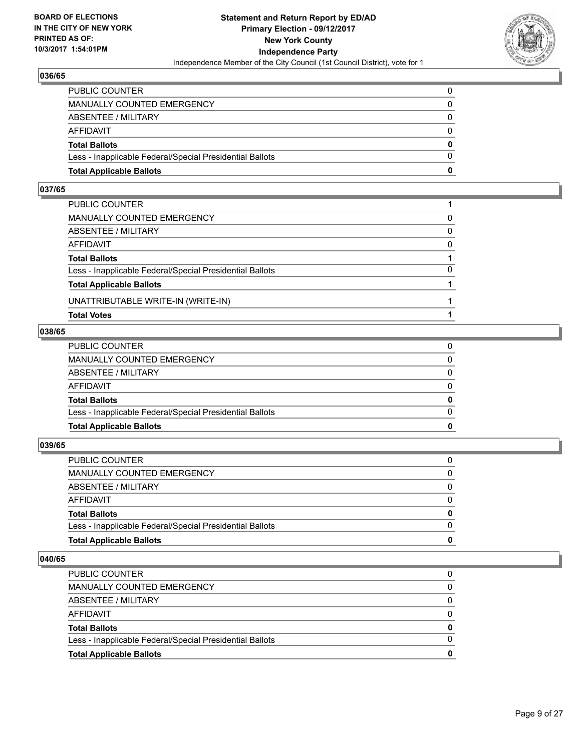## 036/65

| | |
|---|---|
| PUBLIC COUNTER | 0 |
| MANUALLY COUNTED EMERGENCY | 0 |
| ABSENTEE / MILITARY | 0 |
| AFFIDAVIT | 0 |
| **Total Ballots** | **0** |
| Less - Inapplicable Federal/Special Presidential Ballots | 0 |
| **Total Applicable Ballots** | **0** |

## 037/65

| | |
|---|---|
| PUBLIC COUNTER | 1 |
| MANUALLY COUNTED EMERGENCY | 0 |
| ABSENTEE / MILITARY | 0 |
| AFFIDAVIT | 0 |
| **Total Ballots** | **1** |
| Less - Inapplicable Federal/Special Presidential Ballots | 0 |
| **Total Applicable Ballots** | **1** |
| UNATTRIBUTABLE WRITE-IN (WRITE-IN) | 1 |
| **Total Votes** | **1** |

## 038/65

| | |
|---|---|
| PUBLIC COUNTER | 0 |
| MANUALLY COUNTED EMERGENCY | 0 |
| ABSENTEE / MILITARY | 0 |
| AFFIDAVIT | 0 |
| **Total Ballots** | **0** |
| Less - Inapplicable Federal/Special Presidential Ballots | 0 |
| **Total Applicable Ballots** | **0** |

## 039/65

| | |
|---|---|
| PUBLIC COUNTER | 0 |
| MANUALLY COUNTED EMERGENCY | 0 |
| ABSENTEE / MILITARY | 0 |
| AFFIDAVIT | 0 |
| **Total Ballots** | **0** |
| Less - Inapplicable Federal/Special Presidential Ballots | 0 |
| **Total Applicable Ballots** | **0** |

## 040/65

| | |
|---|---|
| PUBLIC COUNTER | 0 |
| MANUALLY COUNTED EMERGENCY | 0 |
| ABSENTEE / MILITARY | 0 |
| AFFIDAVIT | 0 |
| **Total Ballots** | **0** |
| Less - Inapplicable Federal/Special Presidential Ballots | 0 |
| **Total Applicable Ballots** | **0** |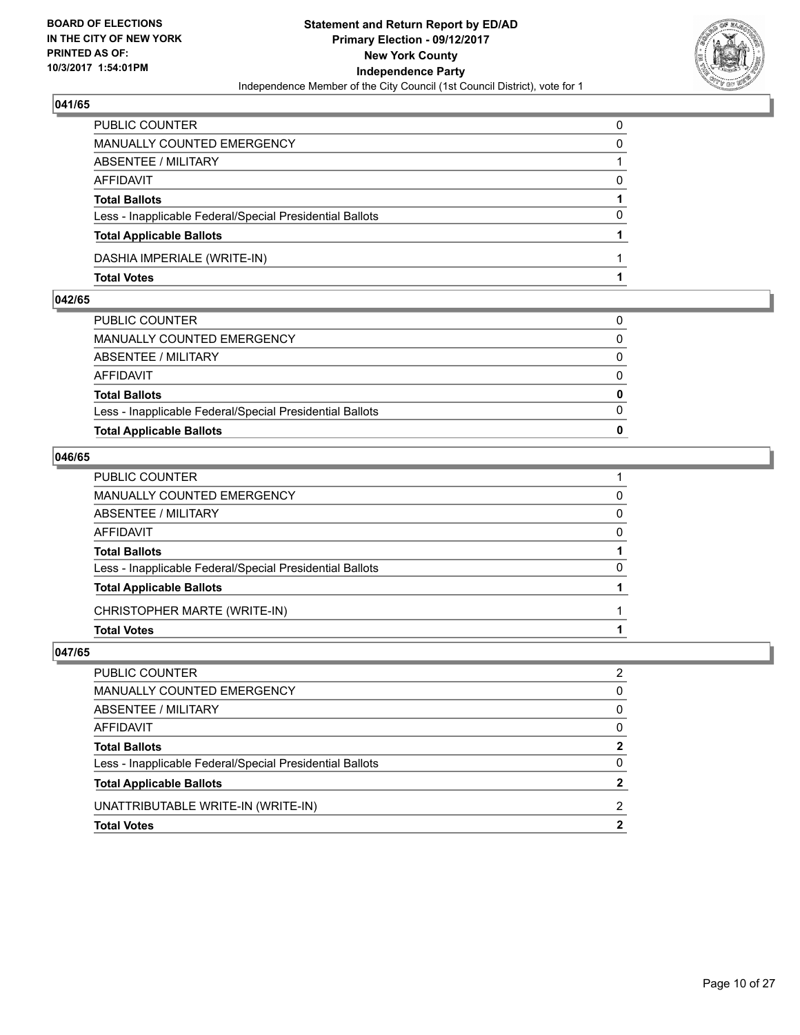BOARD OF ELECTIONS
IN THE CITY OF NEW YORK
PRINTED AS OF:
10/3/2017 1:54:01PM

**Statement and Return Report by ED/AD**
**Primary Election - 09/12/2017**
**New York County**
**Independence Party**
Independence Member of the City Council (1st Council District), vote for 1

### 041/65

| | |
|---|---|
| PUBLIC COUNTER | 0 |
| MANUALLY COUNTED EMERGENCY | 0 |
| ABSENTEE / MILITARY | 1 |
| AFFIDAVIT | 0 |
| **Total Ballots** | **1** |
| Less - Inapplicable Federal/Special Presidential Ballots | 0 |
| **Total Applicable Ballots** | **1** |
| DASHIA IMPERIALE (WRITE-IN) | 1 |
| **Total Votes** | **1** |

### 042/65

| | |
|---|---|
| PUBLIC COUNTER | 0 |
| MANUALLY COUNTED EMERGENCY | 0 |
| ABSENTEE / MILITARY | 0 |
| AFFIDAVIT | 0 |
| **Total Ballots** | **0** |
| Less - Inapplicable Federal/Special Presidential Ballots | 0 |
| **Total Applicable Ballots** | **0** |

### 046/65

| | |
|---|---|
| PUBLIC COUNTER | 1 |
| MANUALLY COUNTED EMERGENCY | 0 |
| ABSENTEE / MILITARY | 0 |
| AFFIDAVIT | 0 |
| **Total Ballots** | **1** |
| Less - Inapplicable Federal/Special Presidential Ballots | 0 |
| **Total Applicable Ballots** | **1** |
| CHRISTOPHER MARTE (WRITE-IN) | 1 |
| **Total Votes** | **1** |

### 047/65

| | |
|---|---|
| PUBLIC COUNTER | 2 |
| MANUALLY COUNTED EMERGENCY | 0 |
| ABSENTEE / MILITARY | 0 |
| AFFIDAVIT | 0 |
| **Total Ballots** | **2** |
| Less - Inapplicable Federal/Special Presidential Ballots | 0 |
| **Total Applicable Ballots** | **2** |
| UNATTRIBUTABLE WRITE-IN (WRITE-IN) | 2 |
| **Total Votes** | **2** |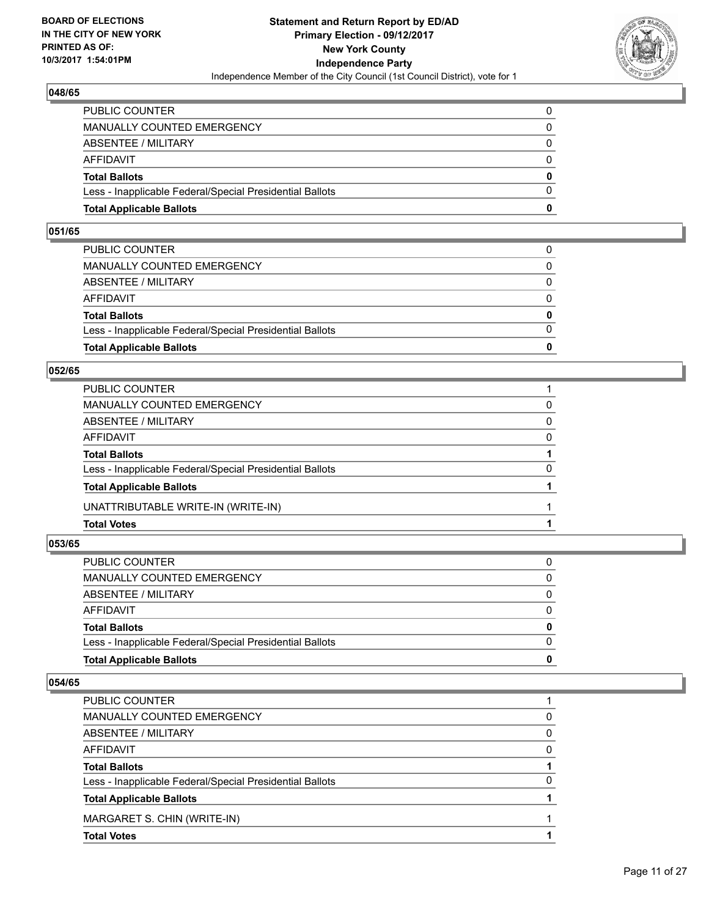### 048/65

| | |
|---|---|
| PUBLIC COUNTER | 0 |
| MANUALLY COUNTED EMERGENCY | 0 |
| ABSENTEE / MILITARY | 0 |
| AFFIDAVIT | 0 |
| **Total Ballots** | **0** |
| Less - Inapplicable Federal/Special Presidential Ballots | 0 |
| **Total Applicable Ballots** | **0** |

### 051/65

| | |
|---|---|
| PUBLIC COUNTER | 0 |
| MANUALLY COUNTED EMERGENCY | 0 |
| ABSENTEE / MILITARY | 0 |
| AFFIDAVIT | 0 |
| **Total Ballots** | **0** |
| Less - Inapplicable Federal/Special Presidential Ballots | 0 |
| **Total Applicable Ballots** | **0** |

### 052/65

| | |
|---|---|
| PUBLIC COUNTER | 1 |
| MANUALLY COUNTED EMERGENCY | 0 |
| ABSENTEE / MILITARY | 0 |
| AFFIDAVIT | 0 |
| **Total Ballots** | **1** |
| Less - Inapplicable Federal/Special Presidential Ballots | 0 |
| **Total Applicable Ballots** | **1** |
| UNATTRIBUTABLE WRITE-IN (WRITE-IN) | 1 |
| **Total Votes** | **1** |

### 053/65

| | |
|---|---|
| PUBLIC COUNTER | 0 |
| MANUALLY COUNTED EMERGENCY | 0 |
| ABSENTEE / MILITARY | 0 |
| AFFIDAVIT | 0 |
| **Total Ballots** | **0** |
| Less - Inapplicable Federal/Special Presidential Ballots | 0 |
| **Total Applicable Ballots** | **0** |

### 054/65

| | |
|---|---|
| PUBLIC COUNTER | 1 |
| MANUALLY COUNTED EMERGENCY | 0 |
| ABSENTEE / MILITARY | 0 |
| AFFIDAVIT | 0 |
| **Total Ballots** | **1** |
| Less - Inapplicable Federal/Special Presidential Ballots | 0 |
| **Total Applicable Ballots** | **1** |
| MARGARET S. CHIN (WRITE-IN) | 1 |
| **Total Votes** | **1** |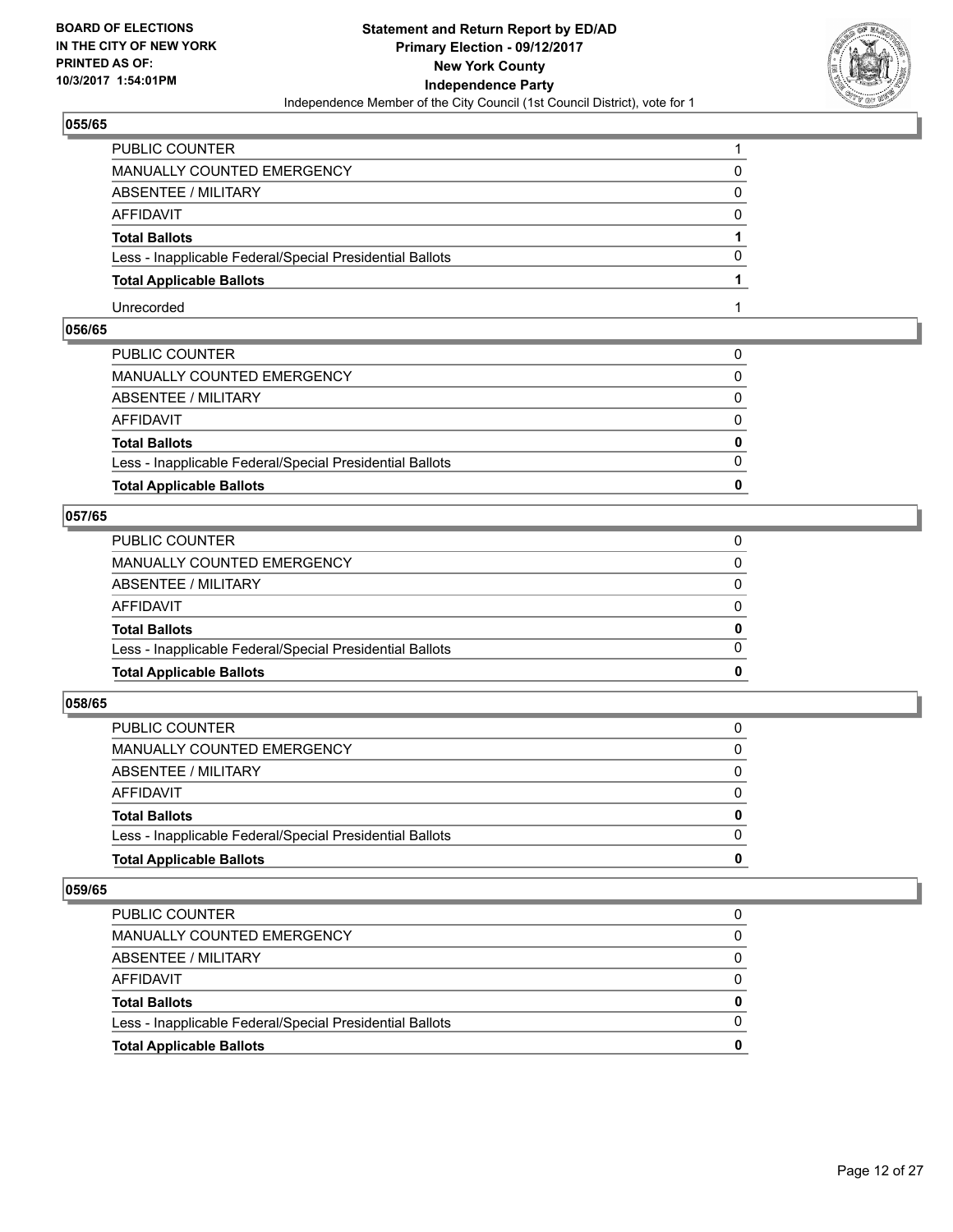**BOARD OF ELECTIONS IN THE CITY OF NEW YORK PRINTED AS OF: 10/3/2017 1:54:01PM**

**Statement and Return Report by ED/AD Primary Election - 09/12/2017 New York County Independence Party**

Independence Member of the City Council (1st Council District), vote for 1

### 055/65

| | |
|---|---|
| PUBLIC COUNTER | 1 |
| MANUALLY COUNTED EMERGENCY | 0 |
| ABSENTEE / MILITARY | 0 |
| AFFIDAVIT | 0 |
| **Total Ballots** | **1** |
| Less - Inapplicable Federal/Special Presidential Ballots | 0 |
| **Total Applicable Ballots** | **1** |
| Unrecorded | 1 |

### 056/65

| | |
|---|---|
| PUBLIC COUNTER | 0 |
| MANUALLY COUNTED EMERGENCY | 0 |
| ABSENTEE / MILITARY | 0 |
| AFFIDAVIT | 0 |
| **Total Ballots** | **0** |
| Less - Inapplicable Federal/Special Presidential Ballots | 0 |
| **Total Applicable Ballots** | **0** |

### 057/65

| | |
|---|---|
| PUBLIC COUNTER | 0 |
| MANUALLY COUNTED EMERGENCY | 0 |
| ABSENTEE / MILITARY | 0 |
| AFFIDAVIT | 0 |
| **Total Ballots** | **0** |
| Less - Inapplicable Federal/Special Presidential Ballots | 0 |
| **Total Applicable Ballots** | **0** |

### 058/65

| | |
|---|---|
| PUBLIC COUNTER | 0 |
| MANUALLY COUNTED EMERGENCY | 0 |
| ABSENTEE / MILITARY | 0 |
| AFFIDAVIT | 0 |
| **Total Ballots** | **0** |
| Less - Inapplicable Federal/Special Presidential Ballots | 0 |
| **Total Applicable Ballots** | **0** |

### 059/65

| | |
|---|---|
| PUBLIC COUNTER | 0 |
| MANUALLY COUNTED EMERGENCY | 0 |
| ABSENTEE / MILITARY | 0 |
| AFFIDAVIT | 0 |
| **Total Ballots** | **0** |
| Less - Inapplicable Federal/Special Presidential Ballots | 0 |
| **Total Applicable Ballots** | **0** |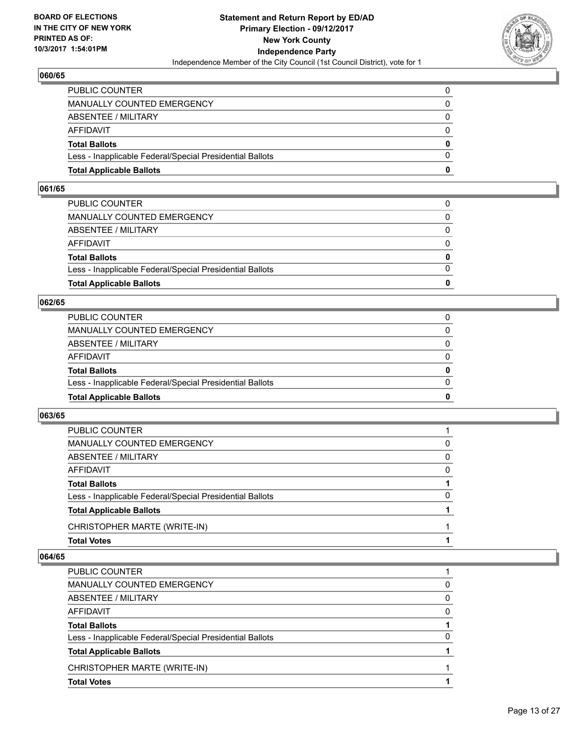**BOARD OF ELECTIONS IN THE CITY OF NEW YORK PRINTED AS OF: 10/3/2017 1:54:01PM**

**Statement and Return Report by ED/AD Primary Election - 09/12/2017 New York County Independence Party**

Independence Member of the City Council (1st Council District), vote for 1

### 060/65

| | |
|---|---|
| PUBLIC COUNTER | 0 |
| MANUALLY COUNTED EMERGENCY | 0 |
| ABSENTEE / MILITARY | 0 |
| AFFIDAVIT | 0 |
| **Total Ballots** | **0** |
| Less - Inapplicable Federal/Special Presidential Ballots | 0 |
| **Total Applicable Ballots** | **0** |

### 061/65

| | |
|---|---|
| PUBLIC COUNTER | 0 |
| MANUALLY COUNTED EMERGENCY | 0 |
| ABSENTEE / MILITARY | 0 |
| AFFIDAVIT | 0 |
| **Total Ballots** | **0** |
| Less - Inapplicable Federal/Special Presidential Ballots | 0 |
| **Total Applicable Ballots** | **0** |

### 062/65

| | |
|---|---|
| PUBLIC COUNTER | 0 |
| MANUALLY COUNTED EMERGENCY | 0 |
| ABSENTEE / MILITARY | 0 |
| AFFIDAVIT | 0 |
| **Total Ballots** | **0** |
| Less - Inapplicable Federal/Special Presidential Ballots | 0 |
| **Total Applicable Ballots** | **0** |

### 063/65

| | |
|---|---|
| PUBLIC COUNTER | 1 |
| MANUALLY COUNTED EMERGENCY | 0 |
| ABSENTEE / MILITARY | 0 |
| AFFIDAVIT | 0 |
| **Total Ballots** | **1** |
| Less - Inapplicable Federal/Special Presidential Ballots | 0 |
| **Total Applicable Ballots** | **1** |
| CHRISTOPHER MARTE (WRITE-IN) | 1 |
| **Total Votes** | **1** |

### 064/65

| | |
|---|---|
| PUBLIC COUNTER | 1 |
| MANUALLY COUNTED EMERGENCY | 0 |
| ABSENTEE / MILITARY | 0 |
| AFFIDAVIT | 0 |
| **Total Ballots** | **1** |
| Less - Inapplicable Federal/Special Presidential Ballots | 0 |
| **Total Applicable Ballots** | **1** |
| CHRISTOPHER MARTE (WRITE-IN) | 1 |
| **Total Votes** | **1** |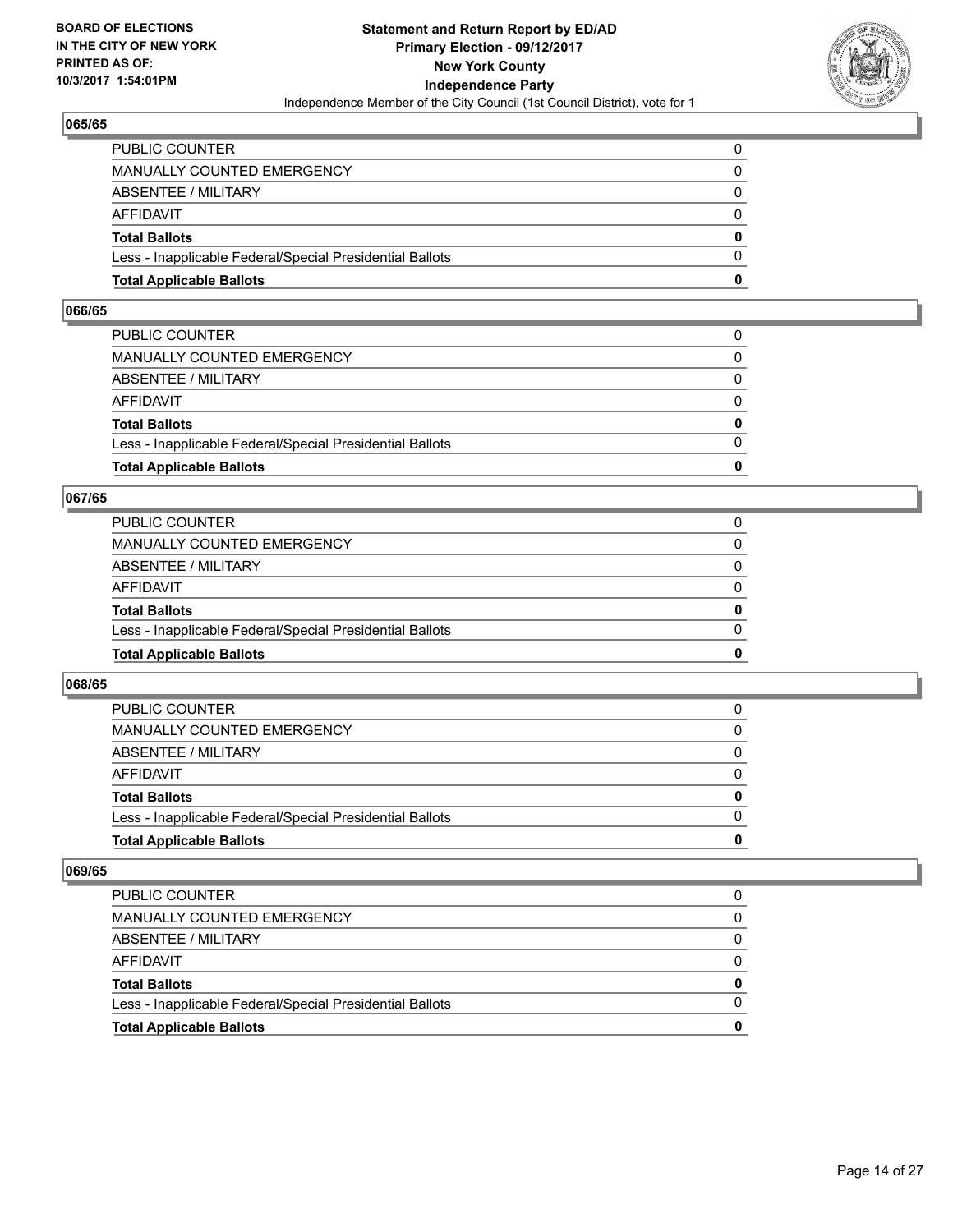## 065/65

| | |
|---|---|
| PUBLIC COUNTER | 0 |
| MANUALLY COUNTED EMERGENCY | 0 |
| ABSENTEE / MILITARY | 0 |
| AFFIDAVIT | 0 |
| **Total Ballots** | **0** |
| Less - Inapplicable Federal/Special Presidential Ballots | 0 |
| **Total Applicable Ballots** | **0** |

## 066/65

| | |
|---|---|
| PUBLIC COUNTER | 0 |
| MANUALLY COUNTED EMERGENCY | 0 |
| ABSENTEE / MILITARY | 0 |
| AFFIDAVIT | 0 |
| **Total Ballots** | **0** |
| Less - Inapplicable Federal/Special Presidential Ballots | 0 |
| **Total Applicable Ballots** | **0** |

## 067/65

| | |
|---|---|
| PUBLIC COUNTER | 0 |
| MANUALLY COUNTED EMERGENCY | 0 |
| ABSENTEE / MILITARY | 0 |
| AFFIDAVIT | 0 |
| **Total Ballots** | **0** |
| Less - Inapplicable Federal/Special Presidential Ballots | 0 |
| **Total Applicable Ballots** | **0** |

## 068/65

| | |
|---|---|
| PUBLIC COUNTER | 0 |
| MANUALLY COUNTED EMERGENCY | 0 |
| ABSENTEE / MILITARY | 0 |
| AFFIDAVIT | 0 |
| **Total Ballots** | **0** |
| Less - Inapplicable Federal/Special Presidential Ballots | 0 |
| **Total Applicable Ballots** | **0** |

## 069/65

| | |
|---|---|
| PUBLIC COUNTER | 0 |
| MANUALLY COUNTED EMERGENCY | 0 |
| ABSENTEE / MILITARY | 0 |
| AFFIDAVIT | 0 |
| **Total Ballots** | **0** |
| Less - Inapplicable Federal/Special Presidential Ballots | 0 |
| **Total Applicable Ballots** | **0** |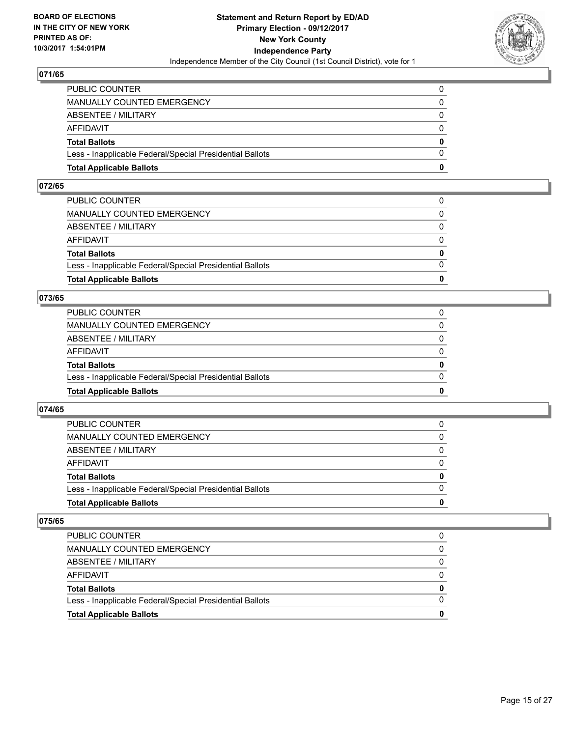**BOARD OF ELECTIONS IN THE CITY OF NEW YORK PRINTED AS OF: 10/3/2017 1:54:01PM**

**Statement and Return Report by ED/AD Primary Election - 09/12/2017 New York County Independence Party**

Independence Member of the City Council (1st Council District), vote for 1

## 071/65

| | |
|---|---|
| PUBLIC COUNTER | 0 |
| MANUALLY COUNTED EMERGENCY | 0 |
| ABSENTEE / MILITARY | 0 |
| AFFIDAVIT | 0 |
| **Total Ballots** | **0** |
| Less - Inapplicable Federal/Special Presidential Ballots | 0 |
| **Total Applicable Ballots** | **0** |

## 072/65

| | |
|---|---|
| PUBLIC COUNTER | 0 |
| MANUALLY COUNTED EMERGENCY | 0 |
| ABSENTEE / MILITARY | 0 |
| AFFIDAVIT | 0 |
| **Total Ballots** | **0** |
| Less - Inapplicable Federal/Special Presidential Ballots | 0 |
| **Total Applicable Ballots** | **0** |

## 073/65

| | |
|---|---|
| PUBLIC COUNTER | 0 |
| MANUALLY COUNTED EMERGENCY | 0 |
| ABSENTEE / MILITARY | 0 |
| AFFIDAVIT | 0 |
| **Total Ballots** | **0** |
| Less - Inapplicable Federal/Special Presidential Ballots | 0 |
| **Total Applicable Ballots** | **0** |

## 074/65

| | |
|---|---|
| PUBLIC COUNTER | 0 |
| MANUALLY COUNTED EMERGENCY | 0 |
| ABSENTEE / MILITARY | 0 |
| AFFIDAVIT | 0 |
| **Total Ballots** | **0** |
| Less - Inapplicable Federal/Special Presidential Ballots | 0 |
| **Total Applicable Ballots** | **0** |

## 075/65

| | |
|---|---|
| PUBLIC COUNTER | 0 |
| MANUALLY COUNTED EMERGENCY | 0 |
| ABSENTEE / MILITARY | 0 |
| AFFIDAVIT | 0 |
| **Total Ballots** | **0** |
| Less - Inapplicable Federal/Special Presidential Ballots | 0 |
| **Total Applicable Ballots** | **0** |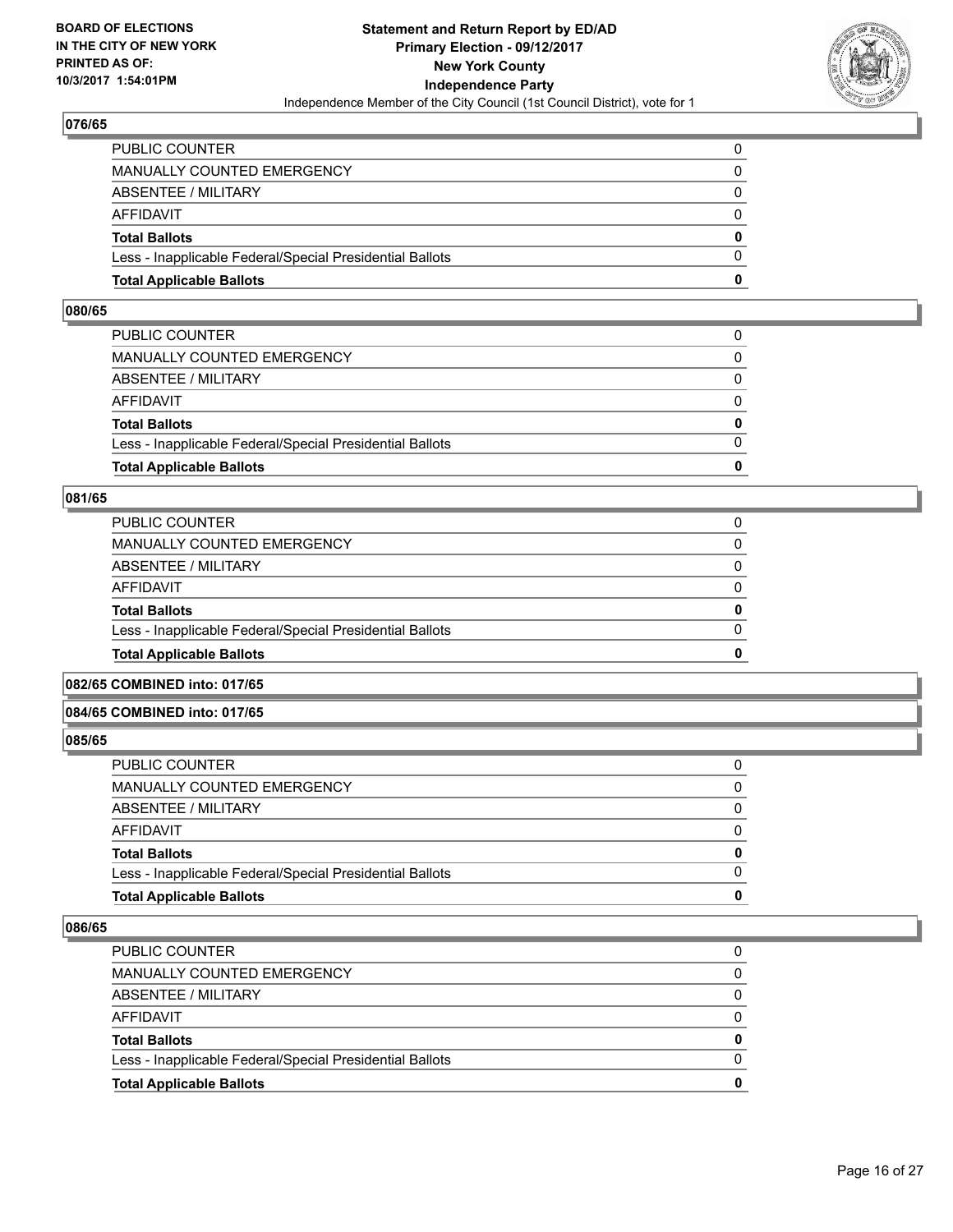**BOARD OF ELECTIONS IN THE CITY OF NEW YORK PRINTED AS OF: 10/3/2017 1:54:01PM**

**Statement and Return Report by ED/AD Primary Election - 09/12/2017 New York County Independence Party** Independence Member of the City Council (1st Council District), vote for 1

### 076/65

| | |
|---|---|
| PUBLIC COUNTER | 0 |
| MANUALLY COUNTED EMERGENCY | 0 |
| ABSENTEE / MILITARY | 0 |
| AFFIDAVIT | 0 |
| **Total Ballots** | **0** |
| Less - Inapplicable Federal/Special Presidential Ballots | 0 |
| **Total Applicable Ballots** | **0** |

### 080/65

| | |
|---|---|
| PUBLIC COUNTER | 0 |
| MANUALLY COUNTED EMERGENCY | 0 |
| ABSENTEE / MILITARY | 0 |
| AFFIDAVIT | 0 |
| **Total Ballots** | **0** |
| Less - Inapplicable Federal/Special Presidential Ballots | 0 |
| **Total Applicable Ballots** | **0** |

### 081/65

| | |
|---|---|
| PUBLIC COUNTER | 0 |
| MANUALLY COUNTED EMERGENCY | 0 |
| ABSENTEE / MILITARY | 0 |
| AFFIDAVIT | 0 |
| **Total Ballots** | **0** |
| Less - Inapplicable Federal/Special Presidential Ballots | 0 |
| **Total Applicable Ballots** | **0** |

### 082/65 COMBINED into: 017/65

### 084/65 COMBINED into: 017/65

### 085/65

| | |
|---|---|
| PUBLIC COUNTER | 0 |
| MANUALLY COUNTED EMERGENCY | 0 |
| ABSENTEE / MILITARY | 0 |
| AFFIDAVIT | 0 |
| **Total Ballots** | **0** |
| Less - Inapplicable Federal/Special Presidential Ballots | 0 |
| **Total Applicable Ballots** | **0** |

### 086/65

| | |
|---|---|
| PUBLIC COUNTER | 0 |
| MANUALLY COUNTED EMERGENCY | 0 |
| ABSENTEE / MILITARY | 0 |
| AFFIDAVIT | 0 |
| **Total Ballots** | **0** |
| Less - Inapplicable Federal/Special Presidential Ballots | 0 |
| **Total Applicable Ballots** | **0** |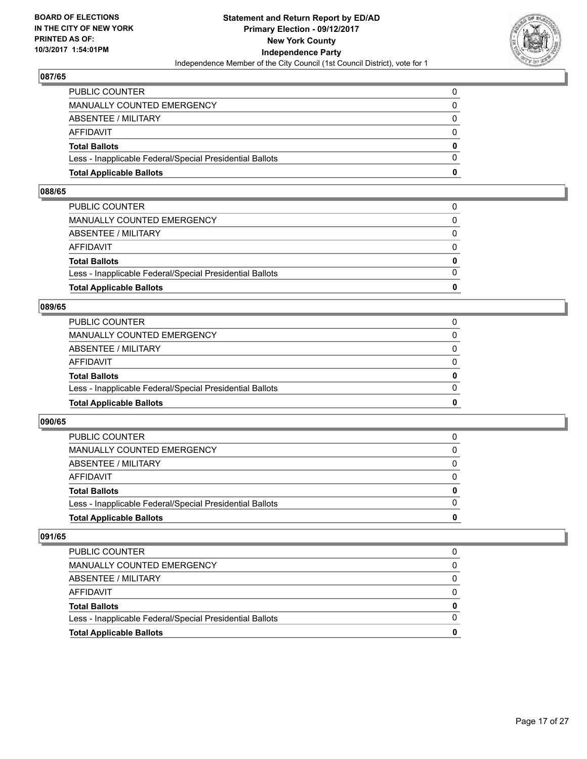## 087/65

| | |
|---|---|
| PUBLIC COUNTER | 0 |
| MANUALLY COUNTED EMERGENCY | 0 |
| ABSENTEE / MILITARY | 0 |
| AFFIDAVIT | 0 |
| **Total Ballots** | **0** |
| Less - Inapplicable Federal/Special Presidential Ballots | 0 |
| **Total Applicable Ballots** | **0** |

## 088/65

| | |
|---|---|
| PUBLIC COUNTER | 0 |
| MANUALLY COUNTED EMERGENCY | 0 |
| ABSENTEE / MILITARY | 0 |
| AFFIDAVIT | 0 |
| **Total Ballots** | **0** |
| Less - Inapplicable Federal/Special Presidential Ballots | 0 |
| **Total Applicable Ballots** | **0** |

## 089/65

| | |
|---|---|
| PUBLIC COUNTER | 0 |
| MANUALLY COUNTED EMERGENCY | 0 |
| ABSENTEE / MILITARY | 0 |
| AFFIDAVIT | 0 |
| **Total Ballots** | **0** |
| Less - Inapplicable Federal/Special Presidential Ballots | 0 |
| **Total Applicable Ballots** | **0** |

## 090/65

| | |
|---|---|
| PUBLIC COUNTER | 0 |
| MANUALLY COUNTED EMERGENCY | 0 |
| ABSENTEE / MILITARY | 0 |
| AFFIDAVIT | 0 |
| **Total Ballots** | **0** |
| Less - Inapplicable Federal/Special Presidential Ballots | 0 |
| **Total Applicable Ballots** | **0** |

## 091/65

| | |
|---|---|
| PUBLIC COUNTER | 0 |
| MANUALLY COUNTED EMERGENCY | 0 |
| ABSENTEE / MILITARY | 0 |
| AFFIDAVIT | 0 |
| **Total Ballots** | **0** |
| Less - Inapplicable Federal/Special Presidential Ballots | 0 |
| **Total Applicable Ballots** | **0** |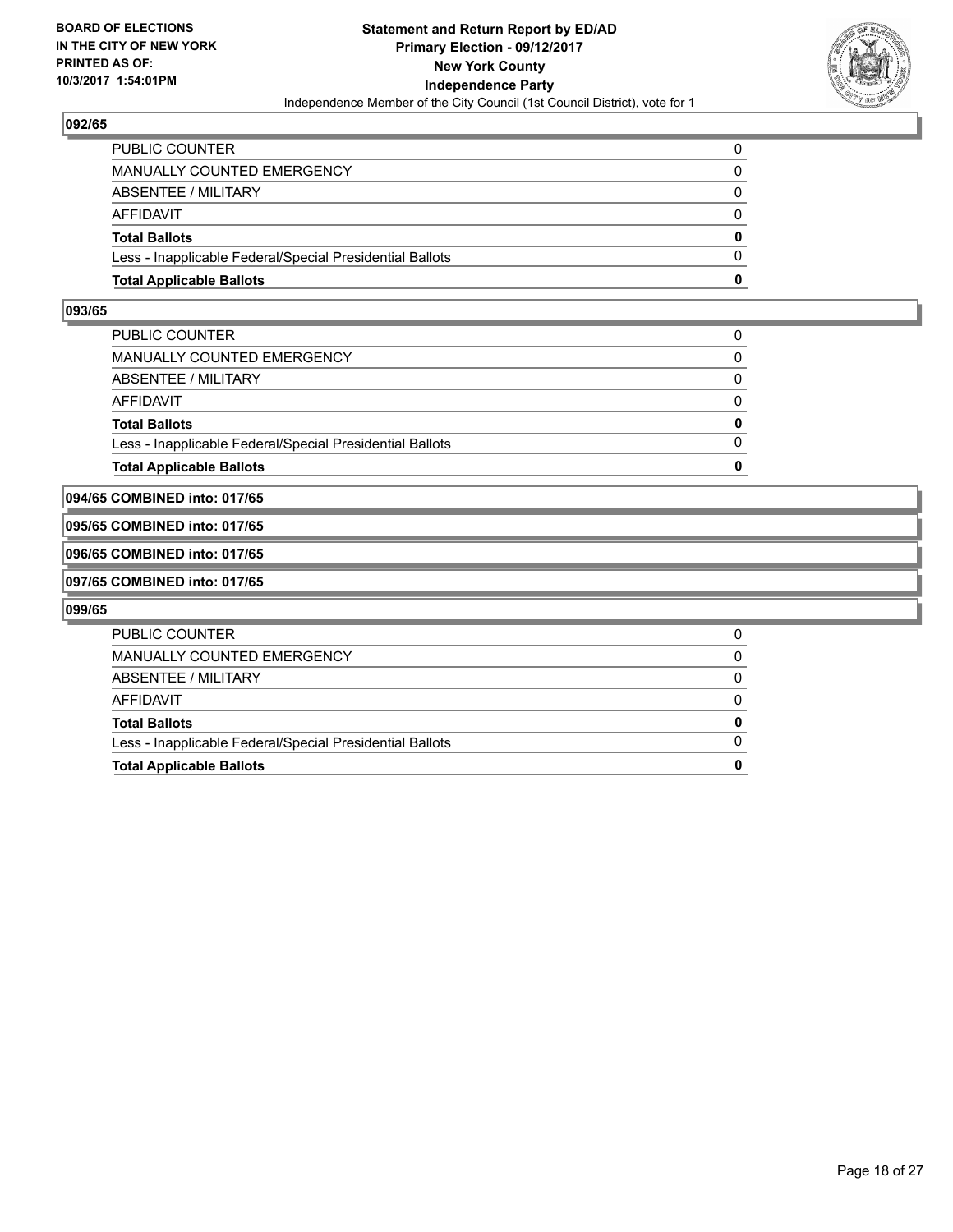**BOARD OF ELECTIONS IN THE CITY OF NEW YORK PRINTED AS OF: 10/3/2017 1:54:01PM**

**Statement and Return Report by ED/AD**
**Primary Election - 09/12/2017**
**New York County**
**Independence Party**
Independence Member of the City Council (1st Council District), vote for 1

### 092/65

| | |
|---|---|
| PUBLIC COUNTER | 0 |
| MANUALLY COUNTED EMERGENCY | 0 |
| ABSENTEE / MILITARY | 0 |
| AFFIDAVIT | 0 |
| **Total Ballots** | **0** |
| Less - Inapplicable Federal/Special Presidential Ballots | 0 |
| **Total Applicable Ballots** | **0** |

### 093/65

| | |
|---|---|
| PUBLIC COUNTER | 0 |
| MANUALLY COUNTED EMERGENCY | 0 |
| ABSENTEE / MILITARY | 0 |
| AFFIDAVIT | 0 |
| **Total Ballots** | **0** |
| Less - Inapplicable Federal/Special Presidential Ballots | 0 |
| **Total Applicable Ballots** | **0** |

### 094/65 COMBINED into: 017/65

### 095/65 COMBINED into: 017/65

### 096/65 COMBINED into: 017/65

### 097/65 COMBINED into: 017/65

### 099/65

| | |
|---|---|
| PUBLIC COUNTER | 0 |
| MANUALLY COUNTED EMERGENCY | 0 |
| ABSENTEE / MILITARY | 0 |
| AFFIDAVIT | 0 |
| **Total Ballots** | **0** |
| Less - Inapplicable Federal/Special Presidential Ballots | 0 |
| **Total Applicable Ballots** | **0** |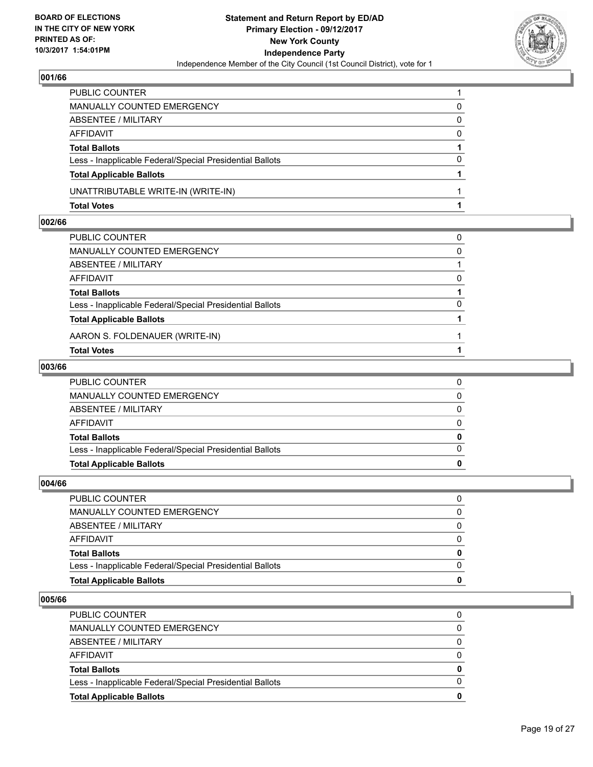BOARD OF ELECTIONS IN THE CITY OF NEW YORK PRINTED AS OF: 10/3/2017 1:54:01PM

**Statement and Return Report by ED/AD**
**Primary Election - 09/12/2017**
**New York County**
**Independence Party**
Independence Member of the City Council (1st Council District), vote for 1

### 001/66

| | |
|---|---|
| PUBLIC COUNTER | 1 |
| MANUALLY COUNTED EMERGENCY | 0 |
| ABSENTEE / MILITARY | 0 |
| AFFIDAVIT | 0 |
| **Total Ballots** | **1** |
| Less - Inapplicable Federal/Special Presidential Ballots | 0 |
| **Total Applicable Ballots** | **1** |
| UNATTRIBUTABLE WRITE-IN (WRITE-IN) | 1 |
| **Total Votes** | **1** |

### 002/66

| | |
|---|---|
| PUBLIC COUNTER | 0 |
| MANUALLY COUNTED EMERGENCY | 0 |
| ABSENTEE / MILITARY | 1 |
| AFFIDAVIT | 0 |
| **Total Ballots** | **1** |
| Less - Inapplicable Federal/Special Presidential Ballots | 0 |
| **Total Applicable Ballots** | **1** |
| AARON S. FOLDENAUER (WRITE-IN) | 1 |
| **Total Votes** | **1** |

### 003/66

| | |
|---|---|
| PUBLIC COUNTER | 0 |
| MANUALLY COUNTED EMERGENCY | 0 |
| ABSENTEE / MILITARY | 0 |
| AFFIDAVIT | 0 |
| **Total Ballots** | **0** |
| Less - Inapplicable Federal/Special Presidential Ballots | 0 |
| **Total Applicable Ballots** | **0** |

### 004/66

| | |
|---|---|
| PUBLIC COUNTER | 0 |
| MANUALLY COUNTED EMERGENCY | 0 |
| ABSENTEE / MILITARY | 0 |
| AFFIDAVIT | 0 |
| **Total Ballots** | **0** |
| Less - Inapplicable Federal/Special Presidential Ballots | 0 |
| **Total Applicable Ballots** | **0** |

### 005/66

| | |
|---|---|
| PUBLIC COUNTER | 0 |
| MANUALLY COUNTED EMERGENCY | 0 |
| ABSENTEE / MILITARY | 0 |
| AFFIDAVIT | 0 |
| **Total Ballots** | **0** |
| Less - Inapplicable Federal/Special Presidential Ballots | 0 |
| **Total Applicable Ballots** | **0** |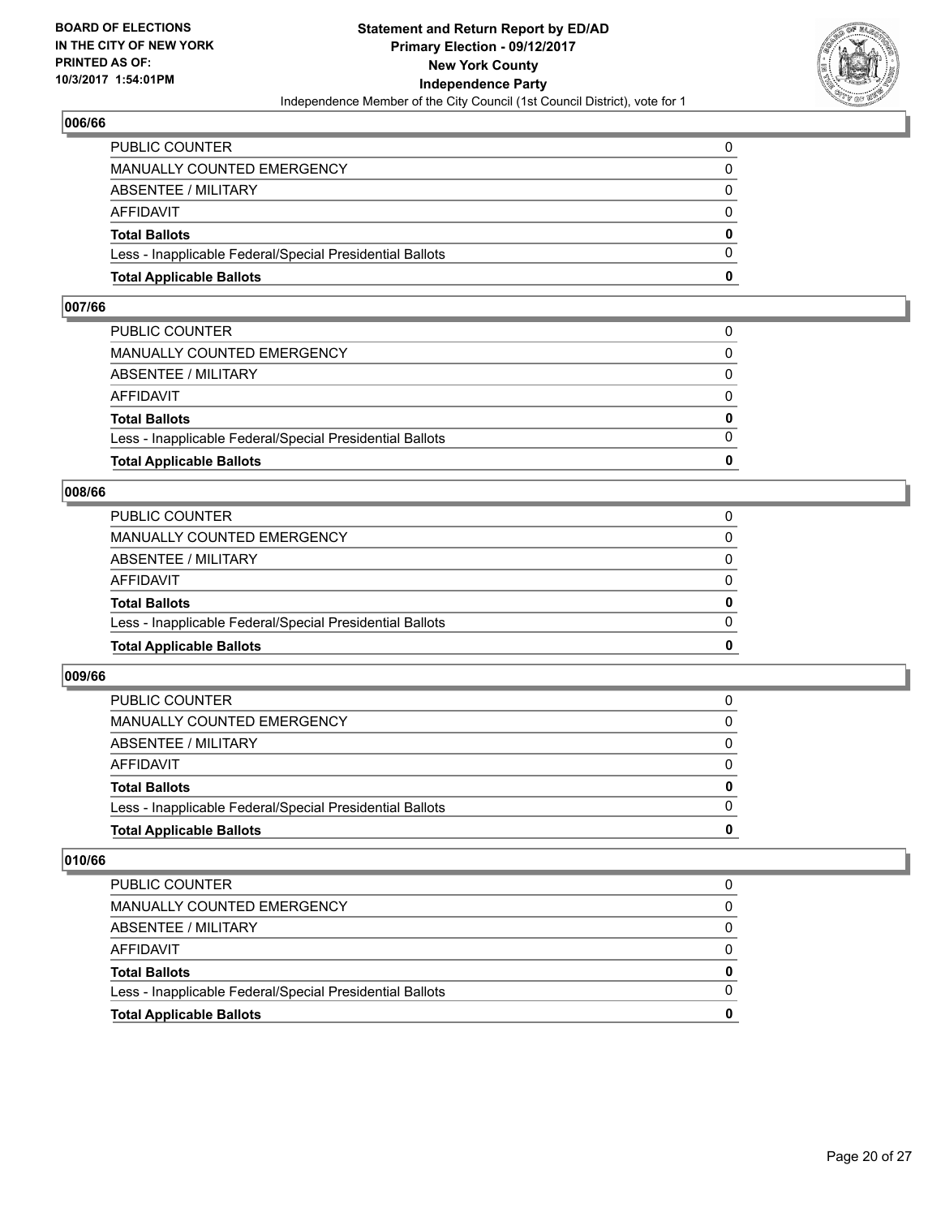BOARD OF ELECTIONS
IN THE CITY OF NEW YORK
PRINTED AS OF:
10/3/2017 1:54:01PM

**Statement and Return Report by ED/AD**
**Primary Election - 09/12/2017**
**New York County**
**Independence Party**
Independence Member of the City Council (1st Council District), vote for 1

### 006/66

| | |
|---|---|
| PUBLIC COUNTER | 0 |
| MANUALLY COUNTED EMERGENCY | 0 |
| ABSENTEE / MILITARY | 0 |
| AFFIDAVIT | 0 |
| **Total Ballots** | **0** |
| Less - Inapplicable Federal/Special Presidential Ballots | 0 |
| **Total Applicable Ballots** | **0** |

### 007/66

| | |
|---|---|
| PUBLIC COUNTER | 0 |
| MANUALLY COUNTED EMERGENCY | 0 |
| ABSENTEE / MILITARY | 0 |
| AFFIDAVIT | 0 |
| **Total Ballots** | **0** |
| Less - Inapplicable Federal/Special Presidential Ballots | 0 |
| **Total Applicable Ballots** | **0** |

### 008/66

| | |
|---|---|
| PUBLIC COUNTER | 0 |
| MANUALLY COUNTED EMERGENCY | 0 |
| ABSENTEE / MILITARY | 0 |
| AFFIDAVIT | 0 |
| **Total Ballots** | **0** |
| Less - Inapplicable Federal/Special Presidential Ballots | 0 |
| **Total Applicable Ballots** | **0** |

### 009/66

| | |
|---|---|
| PUBLIC COUNTER | 0 |
| MANUALLY COUNTED EMERGENCY | 0 |
| ABSENTEE / MILITARY | 0 |
| AFFIDAVIT | 0 |
| **Total Ballots** | **0** |
| Less - Inapplicable Federal/Special Presidential Ballots | 0 |
| **Total Applicable Ballots** | **0** |

### 010/66

| | |
|---|---|
| PUBLIC COUNTER | 0 |
| MANUALLY COUNTED EMERGENCY | 0 |
| ABSENTEE / MILITARY | 0 |
| AFFIDAVIT | 0 |
| **Total Ballots** | **0** |
| Less - Inapplicable Federal/Special Presidential Ballots | 0 |
| **Total Applicable Ballots** | **0** |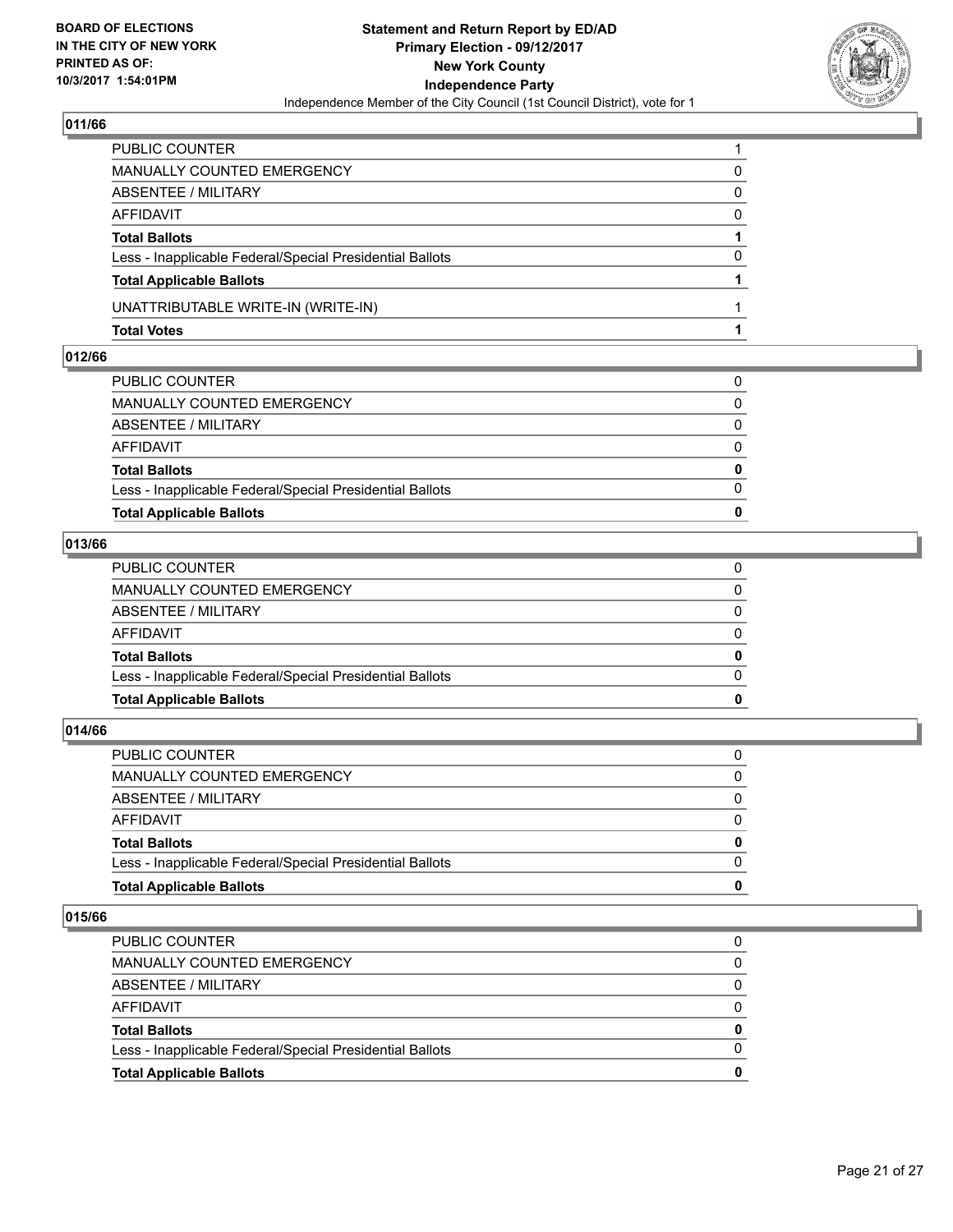## 011/66

| | |
|---|---|
| PUBLIC COUNTER | 1 |
| MANUALLY COUNTED EMERGENCY | 0 |
| ABSENTEE / MILITARY | 0 |
| AFFIDAVIT | 0 |
| **Total Ballots** | **1** |
| Less - Inapplicable Federal/Special Presidential Ballots | 0 |
| **Total Applicable Ballots** | **1** |
| UNATTRIBUTABLE WRITE-IN (WRITE-IN) | 1 |
| **Total Votes** | **1** |

## 012/66

| | |
|---|---|
| PUBLIC COUNTER | 0 |
| MANUALLY COUNTED EMERGENCY | 0 |
| ABSENTEE / MILITARY | 0 |
| AFFIDAVIT | 0 |
| **Total Ballots** | **0** |
| Less - Inapplicable Federal/Special Presidential Ballots | 0 |
| **Total Applicable Ballots** | **0** |

## 013/66

| | |
|---|---|
| PUBLIC COUNTER | 0 |
| MANUALLY COUNTED EMERGENCY | 0 |
| ABSENTEE / MILITARY | 0 |
| AFFIDAVIT | 0 |
| **Total Ballots** | **0** |
| Less - Inapplicable Federal/Special Presidential Ballots | 0 |
| **Total Applicable Ballots** | **0** |

## 014/66

| | |
|---|---|
| PUBLIC COUNTER | 0 |
| MANUALLY COUNTED EMERGENCY | 0 |
| ABSENTEE / MILITARY | 0 |
| AFFIDAVIT | 0 |
| **Total Ballots** | **0** |
| Less - Inapplicable Federal/Special Presidential Ballots | 0 |
| **Total Applicable Ballots** | **0** |

## 015/66

| | |
|---|---|
| PUBLIC COUNTER | 0 |
| MANUALLY COUNTED EMERGENCY | 0 |
| ABSENTEE / MILITARY | 0 |
| AFFIDAVIT | 0 |
| **Total Ballots** | **0** |
| Less - Inapplicable Federal/Special Presidential Ballots | 0 |
| **Total Applicable Ballots** | **0** |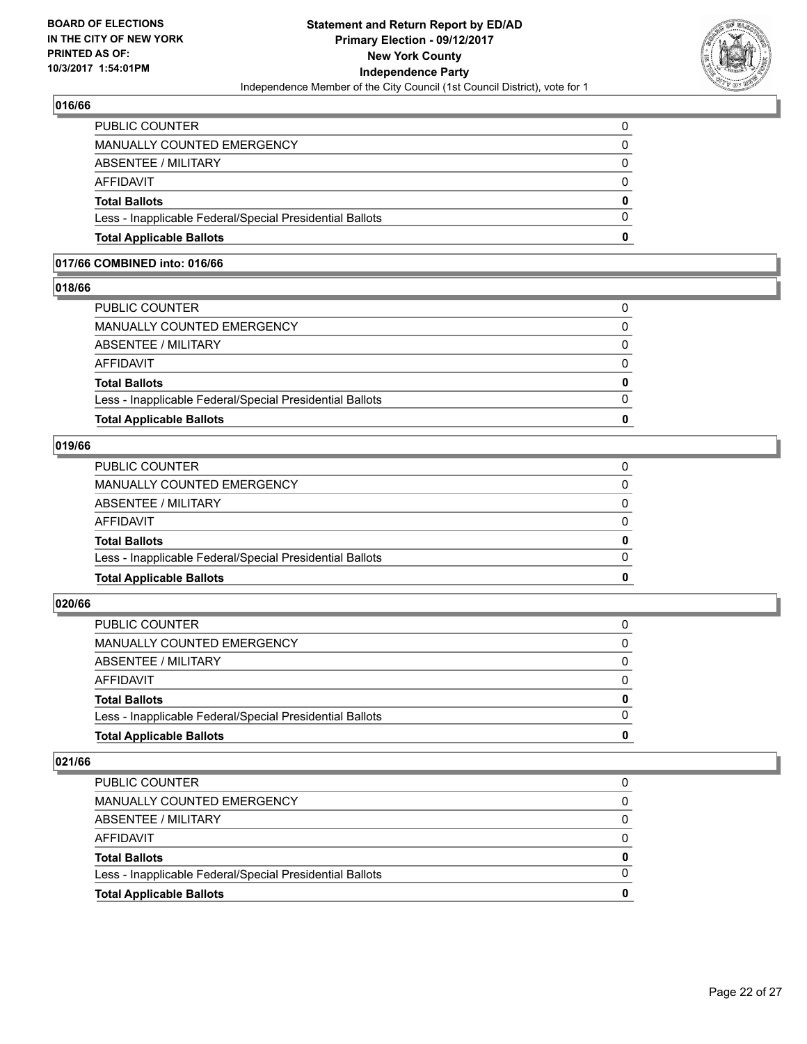## 016/66

| | |
|---|---|
| PUBLIC COUNTER | 0 |
| MANUALLY COUNTED EMERGENCY | 0 |
| ABSENTEE / MILITARY | 0 |
| AFFIDAVIT | 0 |
| **Total Ballots** | **0** |
| Less - Inapplicable Federal/Special Presidential Ballots | 0 |
| **Total Applicable Ballots** | **0** |

## 017/66 COMBINED into: 016/66

## 018/66

| | |
|---|---|
| PUBLIC COUNTER | 0 |
| MANUALLY COUNTED EMERGENCY | 0 |
| ABSENTEE / MILITARY | 0 |
| AFFIDAVIT | 0 |
| **Total Ballots** | **0** |
| Less - Inapplicable Federal/Special Presidential Ballots | 0 |
| **Total Applicable Ballots** | **0** |

## 019/66

| | |
|---|---|
| PUBLIC COUNTER | 0 |
| MANUALLY COUNTED EMERGENCY | 0 |
| ABSENTEE / MILITARY | 0 |
| AFFIDAVIT | 0 |
| **Total Ballots** | **0** |
| Less - Inapplicable Federal/Special Presidential Ballots | 0 |
| **Total Applicable Ballots** | **0** |

## 020/66

| | |
|---|---|
| PUBLIC COUNTER | 0 |
| MANUALLY COUNTED EMERGENCY | 0 |
| ABSENTEE / MILITARY | 0 |
| AFFIDAVIT | 0 |
| **Total Ballots** | **0** |
| Less - Inapplicable Federal/Special Presidential Ballots | 0 |
| **Total Applicable Ballots** | **0** |

## 021/66

| | |
|---|---|
| PUBLIC COUNTER | 0 |
| MANUALLY COUNTED EMERGENCY | 0 |
| ABSENTEE / MILITARY | 0 |
| AFFIDAVIT | 0 |
| **Total Ballots** | **0** |
| Less - Inapplicable Federal/Special Presidential Ballots | 0 |
| **Total Applicable Ballots** | **0** |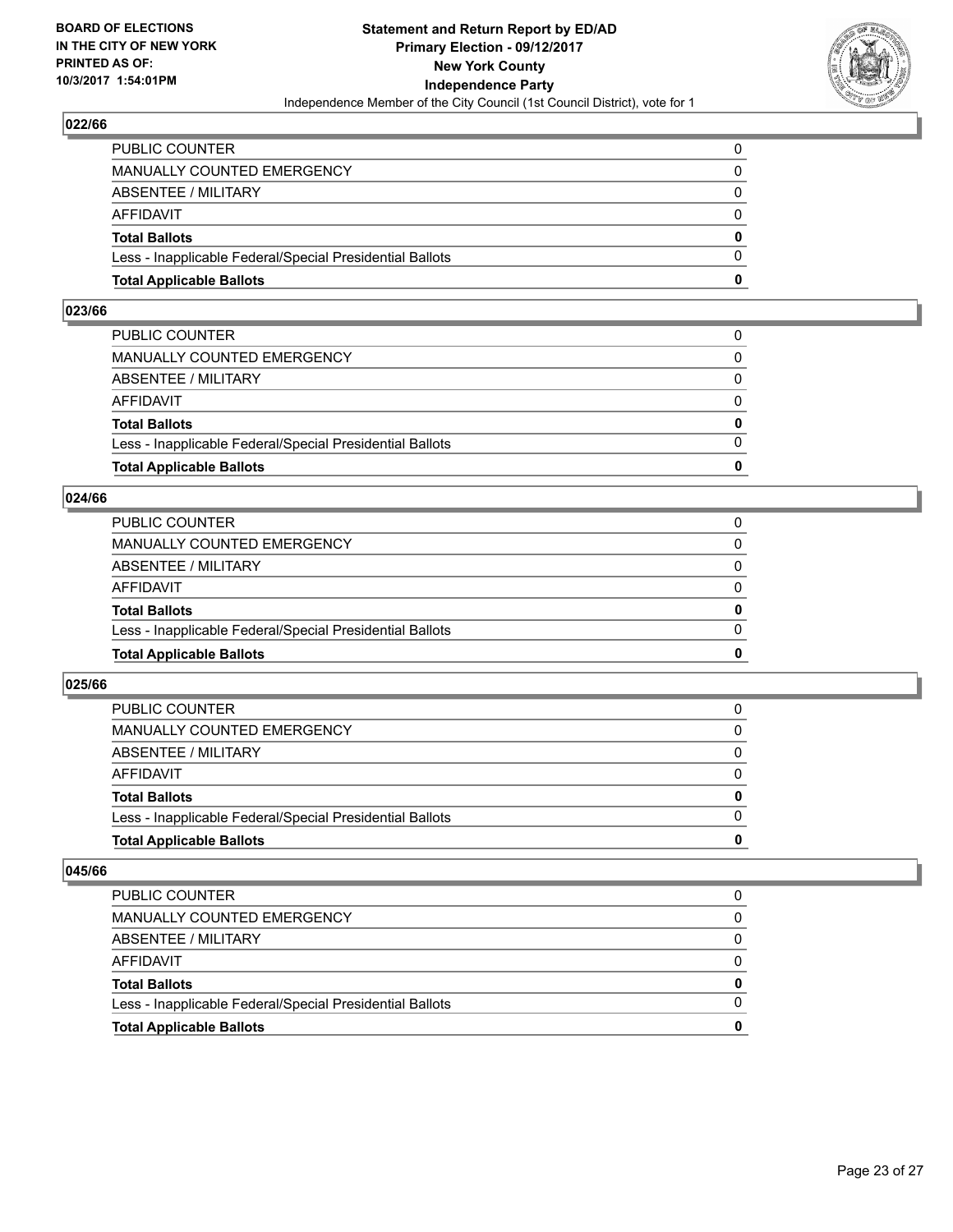BOARD OF ELECTIONS
IN THE CITY OF NEW YORK
PRINTED AS OF:
10/3/2017 1:54:01PM

**Statement and Return Report by ED/AD**
**Primary Election - 09/12/2017**
**New York County**
**Independence Party**
Independence Member of the City Council (1st Council District), vote for 1

## 022/66

| | |
|---|---|
| PUBLIC COUNTER | 0 |
| MANUALLY COUNTED EMERGENCY | 0 |
| ABSENTEE / MILITARY | 0 |
| AFFIDAVIT | 0 |
| **Total Ballots** | **0** |
| Less - Inapplicable Federal/Special Presidential Ballots | 0 |
| **Total Applicable Ballots** | **0** |

## 023/66

| | |
|---|---|
| PUBLIC COUNTER | 0 |
| MANUALLY COUNTED EMERGENCY | 0 |
| ABSENTEE / MILITARY | 0 |
| AFFIDAVIT | 0 |
| **Total Ballots** | **0** |
| Less - Inapplicable Federal/Special Presidential Ballots | 0 |
| **Total Applicable Ballots** | **0** |

## 024/66

| | |
|---|---|
| PUBLIC COUNTER | 0 |
| MANUALLY COUNTED EMERGENCY | 0 |
| ABSENTEE / MILITARY | 0 |
| AFFIDAVIT | 0 |
| **Total Ballots** | **0** |
| Less - Inapplicable Federal/Special Presidential Ballots | 0 |
| **Total Applicable Ballots** | **0** |

## 025/66

| | |
|---|---|
| PUBLIC COUNTER | 0 |
| MANUALLY COUNTED EMERGENCY | 0 |
| ABSENTEE / MILITARY | 0 |
| AFFIDAVIT | 0 |
| **Total Ballots** | **0** |
| Less - Inapplicable Federal/Special Presidential Ballots | 0 |
| **Total Applicable Ballots** | **0** |

## 045/66

| | |
|---|---|
| PUBLIC COUNTER | 0 |
| MANUALLY COUNTED EMERGENCY | 0 |
| ABSENTEE / MILITARY | 0 |
| AFFIDAVIT | 0 |
| **Total Ballots** | **0** |
| Less - Inapplicable Federal/Special Presidential Ballots | 0 |
| **Total Applicable Ballots** | **0** |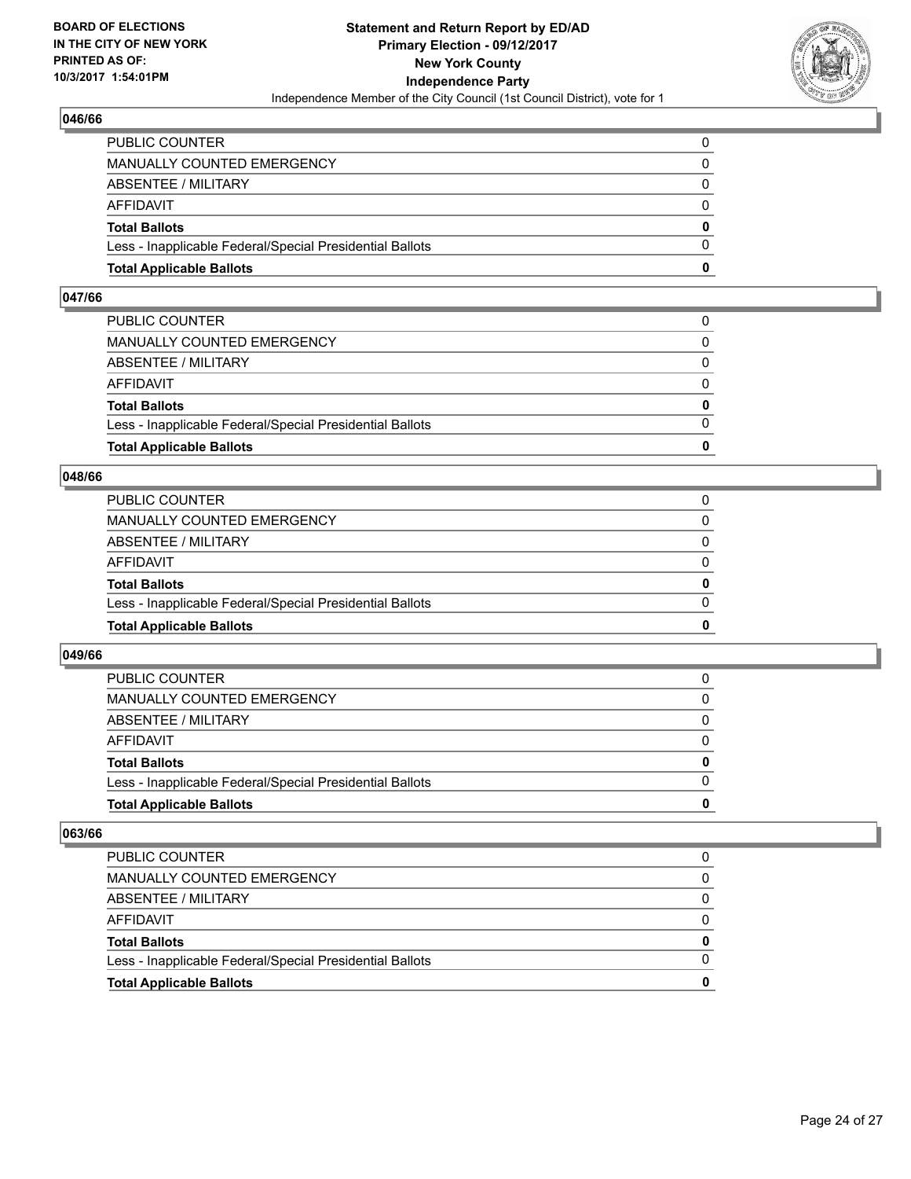**Statement and Return Report by ED/AD**
**Primary Election - 09/12/2017**
**New York County**
**Independence Party**
Independence Member of the City Council (1st Council District), vote for 1

BOARD OF ELECTIONS
IN THE CITY OF NEW YORK
PRINTED AS OF:
10/3/2017 1:54:01PM

### 046/66

| | |
|---|---|
| PUBLIC COUNTER | 0 |
| MANUALLY COUNTED EMERGENCY | 0 |
| ABSENTEE / MILITARY | 0 |
| AFFIDAVIT | 0 |
| **Total Ballots** | **0** |
| Less - Inapplicable Federal/Special Presidential Ballots | 0 |
| **Total Applicable Ballots** | **0** |

### 047/66

| | |
|---|---|
| PUBLIC COUNTER | 0 |
| MANUALLY COUNTED EMERGENCY | 0 |
| ABSENTEE / MILITARY | 0 |
| AFFIDAVIT | 0 |
| **Total Ballots** | **0** |
| Less - Inapplicable Federal/Special Presidential Ballots | 0 |
| **Total Applicable Ballots** | **0** |

### 048/66

| | |
|---|---|
| PUBLIC COUNTER | 0 |
| MANUALLY COUNTED EMERGENCY | 0 |
| ABSENTEE / MILITARY | 0 |
| AFFIDAVIT | 0 |
| **Total Ballots** | **0** |
| Less - Inapplicable Federal/Special Presidential Ballots | 0 |
| **Total Applicable Ballots** | **0** |

### 049/66

| | |
|---|---|
| PUBLIC COUNTER | 0 |
| MANUALLY COUNTED EMERGENCY | 0 |
| ABSENTEE / MILITARY | 0 |
| AFFIDAVIT | 0 |
| **Total Ballots** | **0** |
| Less - Inapplicable Federal/Special Presidential Ballots | 0 |
| **Total Applicable Ballots** | **0** |

### 063/66

| | |
|---|---|
| PUBLIC COUNTER | 0 |
| MANUALLY COUNTED EMERGENCY | 0 |
| ABSENTEE / MILITARY | 0 |
| AFFIDAVIT | 0 |
| **Total Ballots** | **0** |
| Less - Inapplicable Federal/Special Presidential Ballots | 0 |
| **Total Applicable Ballots** | **0** |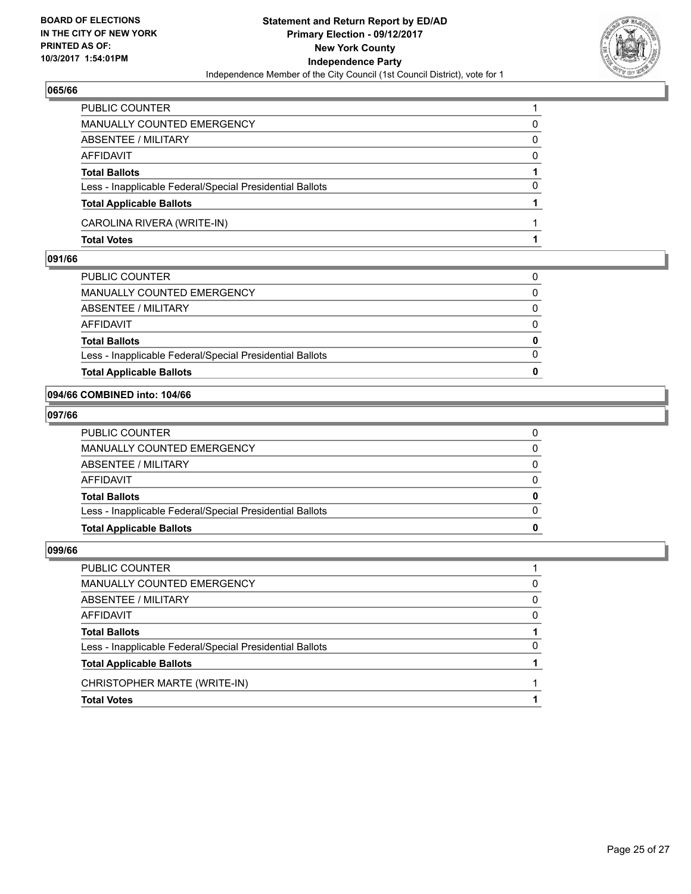**BOARD OF ELECTIONS IN THE CITY OF NEW YORK PRINTED AS OF: 10/3/2017 1:54:01PM**

**Statement and Return Report by ED/AD**
**Primary Election - 09/12/2017**
**New York County**
**Independence Party**
Independence Member of the City Council (1st Council District), vote for 1

### 065/66

| | |
|---|---|
| PUBLIC COUNTER | 1 |
| MANUALLY COUNTED EMERGENCY | 0 |
| ABSENTEE / MILITARY | 0 |
| AFFIDAVIT | 0 |
| **Total Ballots** | **1** |
| Less - Inapplicable Federal/Special Presidential Ballots | 0 |
| **Total Applicable Ballots** | **1** |
| CAROLINA RIVERA (WRITE-IN) | 1 |
| **Total Votes** | **1** |

### 091/66

| | |
|---|---|
| PUBLIC COUNTER | 0 |
| MANUALLY COUNTED EMERGENCY | 0 |
| ABSENTEE / MILITARY | 0 |
| AFFIDAVIT | 0 |
| **Total Ballots** | **0** |
| Less - Inapplicable Federal/Special Presidential Ballots | 0 |
| **Total Applicable Ballots** | **0** |

### 094/66 COMBINED into: 104/66

### 097/66

| | |
|---|---|
| PUBLIC COUNTER | 0 |
| MANUALLY COUNTED EMERGENCY | 0 |
| ABSENTEE / MILITARY | 0 |
| AFFIDAVIT | 0 |
| **Total Ballots** | **0** |
| Less - Inapplicable Federal/Special Presidential Ballots | 0 |
| **Total Applicable Ballots** | **0** |

### 099/66

| | |
|---|---|
| PUBLIC COUNTER | 1 |
| MANUALLY COUNTED EMERGENCY | 0 |
| ABSENTEE / MILITARY | 0 |
| AFFIDAVIT | 0 |
| **Total Ballots** | **1** |
| Less - Inapplicable Federal/Special Presidential Ballots | 0 |
| **Total Applicable Ballots** | **1** |
| CHRISTOPHER MARTE (WRITE-IN) | 1 |
| **Total Votes** | **1** |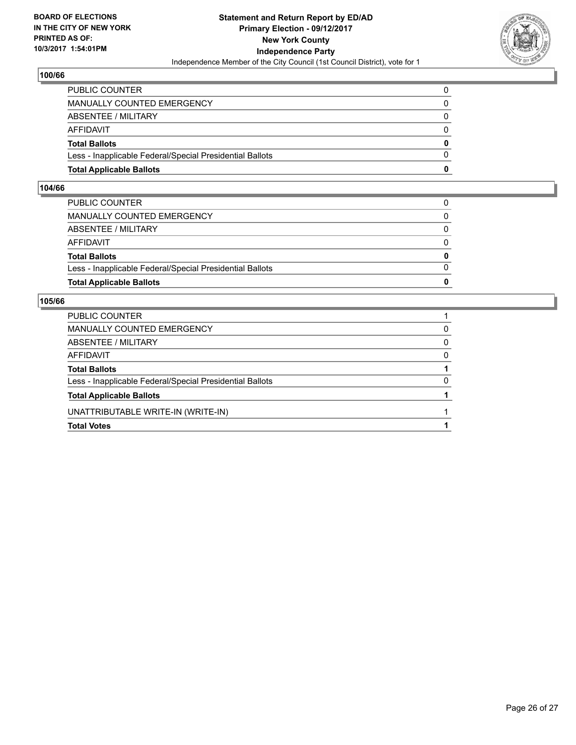BOARD OF ELECTIONS
IN THE CITY OF NEW YORK
PRINTED AS OF:
10/3/2017 1:54:01PM

**Statement and Return Report by ED/AD**
**Primary Election - 09/12/2017**
**New York County**
**Independence Party**
Independence Member of the City Council (1st Council District), vote for 1

### 100/66

| | |
|---|---|
| PUBLIC COUNTER | 0 |
| MANUALLY COUNTED EMERGENCY | 0 |
| ABSENTEE / MILITARY | 0 |
| AFFIDAVIT | 0 |
| **Total Ballots** | **0** |
| Less - Inapplicable Federal/Special Presidential Ballots | 0 |
| **Total Applicable Ballots** | **0** |

### 104/66

| | |
|---|---|
| PUBLIC COUNTER | 0 |
| MANUALLY COUNTED EMERGENCY | 0 |
| ABSENTEE / MILITARY | 0 |
| AFFIDAVIT | 0 |
| **Total Ballots** | **0** |
| Less - Inapplicable Federal/Special Presidential Ballots | 0 |
| **Total Applicable Ballots** | **0** |

### 105/66

| | |
|---|---|
| PUBLIC COUNTER | 1 |
| MANUALLY COUNTED EMERGENCY | 0 |
| ABSENTEE / MILITARY | 0 |
| AFFIDAVIT | 0 |
| **Total Ballots** | **1** |
| Less - Inapplicable Federal/Special Presidential Ballots | 0 |
| **Total Applicable Ballots** | **1** |
| UNATTRIBUTABLE WRITE-IN (WRITE-IN) | 1 |
| **Total Votes** | **1** |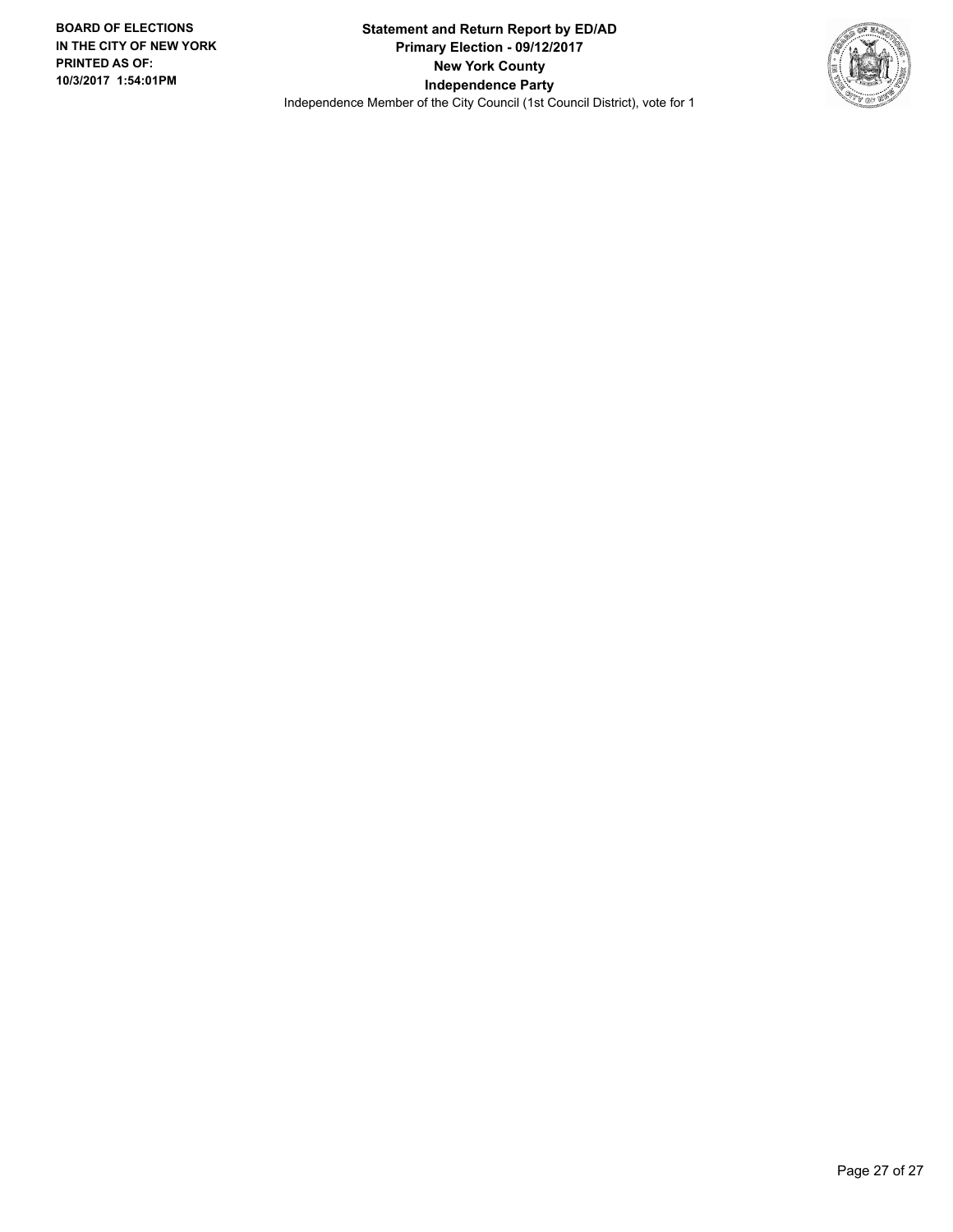**BOARD OF ELECTIONS IN THE CITY OF NEW YORK PRINTED AS OF: 10/3/2017 1:54:01PM**

**Statement and Return Report by ED/AD**
**Primary Election - 09/12/2017**
**New York County**
**Independence Party**
Independence Member of the City Council (1st Council District), vote for 1